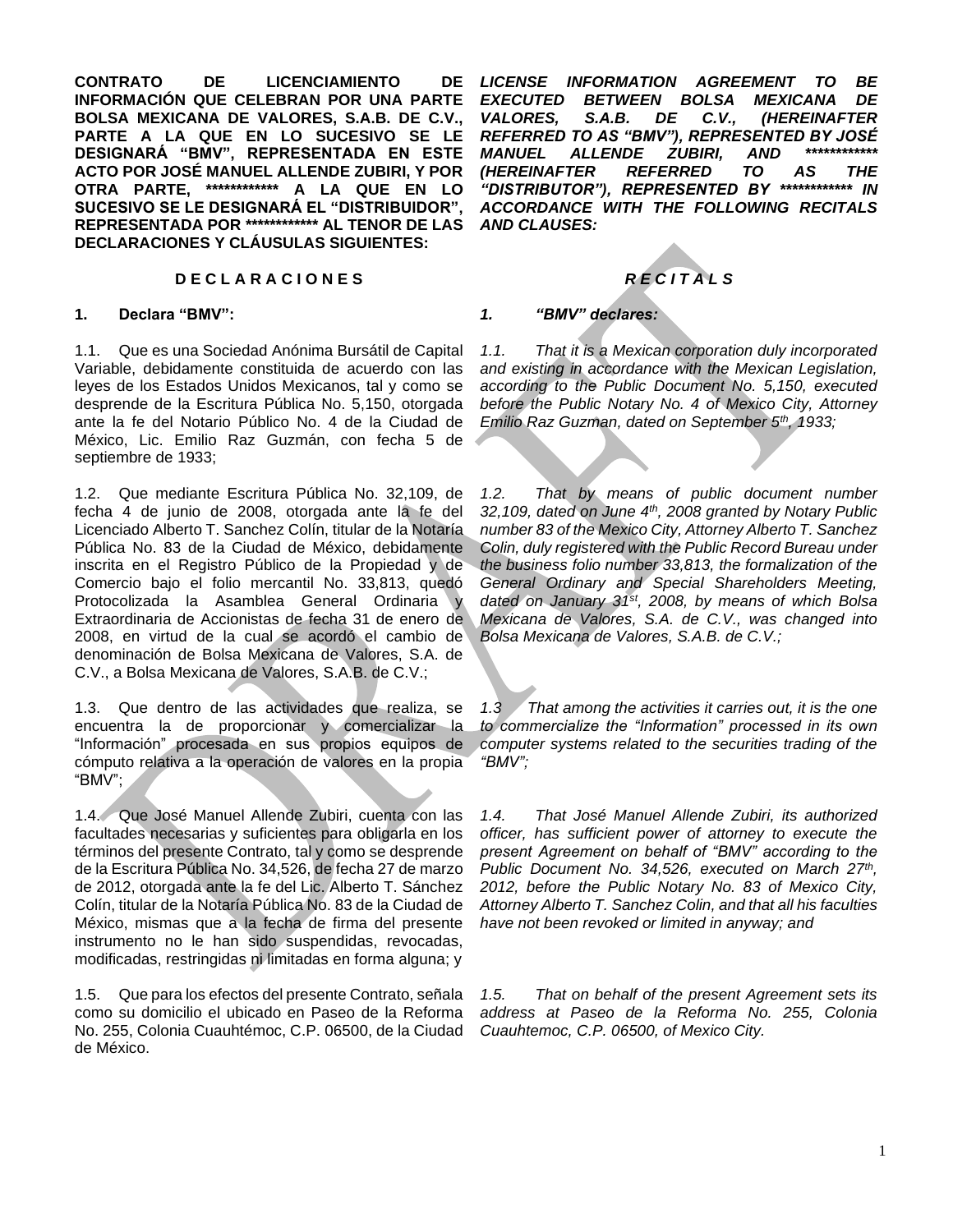**CONTRATO DE LICENCIAMIENTO DE INFORMACIÓN QUE CELEBRAN POR UNA PARTE BOLSA MEXICANA DE VALORES, S.A.B. DE C.V., PARTE A LA QUE EN LO SUCESIVO SE LE DESIGNARÁ "BMV", REPRESENTADA EN ESTE ACTO POR JOSÉ MANUEL ALLENDE ZUBIRI, Y POR OTRA PARTE, ************ A LA QUE EN LO SUCESIVO SE LE DESIGNARÁ EL "DISTRIBUIDOR", REPRESENTADA POR ************ AL TENOR DE LAS DECLARACIONES Y CLÁUSULAS SIGUIENTES:**

***LICENSE INFORMATION AGREEMENT TO BE EXECUTED BETWEEN BOLSA MEXICANA DE VALORES, S.A.B. DE C.V., (HEREINAFTER REFERRED TO AS "BMV"), REPRESENTED BY JOSÉ MANUEL ALLENDE ZUBIRI, AND ************ (HEREINAFTER REFERRED TO AS THE "DISTRIBUTOR"), REPRESENTED BY ************ IN ACCORDANCE WITH THE FOLLOWING RECITALS AND CLAUSES:***

## D E C L A R A C I O N E S

## *R E C I T A L S*

**1. Declara "BMV":**

***1. "BMV" declares:***

1.1. Que es una Sociedad Anónima Bursátil de Capital Variable, debidamente constituida de acuerdo con las leyes de los Estados Unidos Mexicanos, tal y como se desprende de la Escritura Pública No. 5,150, otorgada ante la fe del Notario Público No. 4 de la Ciudad de México, Lic. Emilio Raz Guzmán, con fecha 5 de septiembre de 1933;

*1.1. That it is a Mexican corporation duly incorporated and existing in accordance with the Mexican Legislation, according to the Public Document No. 5,150, executed before the Public Notary No. 4 of Mexico City, Attorney Emilio Raz Guzman, dated on September 5th, 1933;*

1.2. Que mediante Escritura Pública No. 32,109, de fecha 4 de junio de 2008, otorgada ante la fe del Licenciado Alberto T. Sanchez Colín, titular de la Notaría Pública No. 83 de la Ciudad de México, debidamente inscrita en el Registro Público de la Propiedad y de Comercio bajo el folio mercantil No. 33,813, quedó Protocolizada la Asamblea General Ordinaria y Extraordinaria de Accionistas de fecha 31 de enero de 2008, en virtud de la cual se acordó el cambio de denominación de Bolsa Mexicana de Valores, S.A. de C.V., a Bolsa Mexicana de Valores, S.A.B. de C.V.;

*1.2. That by means of public document number 32,109, dated on June 4th, 2008 granted by Notary Public number 83 of the Mexico City, Attorney Alberto T. Sanchez Colin, duly registered with the Public Record Bureau under the business folio number 33,813, the formalization of the General Ordinary and Special Shareholders Meeting, dated on January 31st, 2008, by means of which Bolsa Mexicana de Valores, S.A. de C.V., was changed into Bolsa Mexicana de Valores, S.A.B. de C.V.;*

1.3. Que dentro de las actividades que realiza, se encuentra la de proporcionar y comercializar la "Información" procesada en sus propios equipos de cómputo relativa a la operación de valores en la propia "BMV";

*1.3 That among the activities it carries out, it is the one to commercialize the "Information" processed in its own computer systems related to the securities trading of the "BMV";*

1.4. Que José Manuel Allende Zubiri, cuenta con las facultades necesarias y suficientes para obligarla en los términos del presente Contrato, tal y como se desprende de la Escritura Pública No. 34,526, de fecha 27 de marzo de 2012, otorgada ante la fe del Lic. Alberto T. Sánchez Colín, titular de la Notaría Pública No. 83 de la Ciudad de México, mismas que a la fecha de firma del presente instrumento no le han sido suspendidas, revocadas, modificadas, restringidas ni limitadas en forma alguna; y

*1.4. That José Manuel Allende Zubiri, its authorized officer, has sufficient power of attorney to execute the present Agreement on behalf of "BMV" according to the Public Document No. 34,526, executed on March 27th, 2012, before the Public Notary No. 83 of Mexico City, Attorney Alberto T. Sanchez Colin, and that all his faculties have not been revoked or limited in anyway; and*

1.5. Que para los efectos del presente Contrato, señala como su domicilio el ubicado en Paseo de la Reforma No. 255, Colonia Cuauhtémoc, C.P. 06500, de la Ciudad de México.

*1.5. That on behalf of the present Agreement sets its address at Paseo de la Reforma No. 255, Colonia Cuauhtemoc, C.P. 06500, of Mexico City.*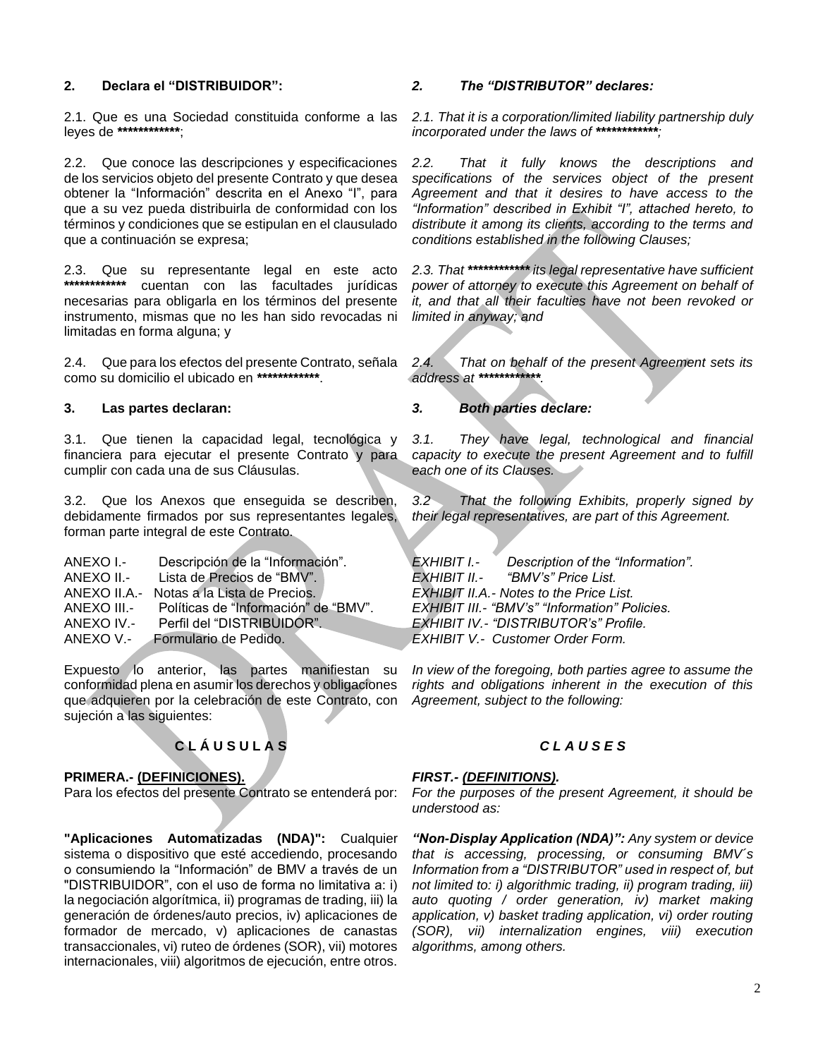## 2. Declara el "DISTRIBUIDOR":

2.1. Que es una Sociedad constituida conforme a las leyes de ************;

2.2. Que conoce las descripciones y especificaciones de los servicios objeto del presente Contrato y que desea obtener la "Información" descrita en el Anexo "I", para que a su vez pueda distribuirla de conformidad con los términos y condiciones que se estipulan en el clausulado que a continuación se expresa;

2.3. Que su representante legal en este acto ************ cuentan con las facultades jurídicas necesarias para obligarla en los términos del presente instrumento, mismas que no les han sido revocadas ni limitadas en forma alguna; y

2.4. Que para los efectos del presente Contrato, señala como su domicilio el ubicado en ************.

## 3. Las partes declaran:

3.1. Que tienen la capacidad legal, tecnológica y financiera para ejecutar el presente Contrato y para cumplir con cada una de sus Cláusulas.

3.2. Que los Anexos que enseguida se describen, debidamente firmados por sus representantes legales, forman parte integral de este Contrato.

ANEXO I.- Descripción de la "Información".
ANEXO II.- Lista de Precios de "BMV".
ANEXO II.A.- Notas a la Lista de Precios.
ANEXO III.- Políticas de "Información" de "BMV".
ANEXO IV.- Perfil del "DISTRIBUIDOR".
ANEXO V.- Formulario de Pedido.

Expuesto lo anterior, las partes manifiestan su conformidad plena en asumir los derechos y obligaciones que adquieren por la celebración de este Contrato, con sujeción a las siguientes:

## C L Á U S U L A S

**PRIMERA.- (DEFINICIONES).**
Para los efectos del presente Contrato se entenderá por:

**"Aplicaciones Automatizadas (NDA)":** Cualquier sistema o dispositivo que esté accediendo, procesando o consumiendo la "Información" de BMV a través de un "DISTRIBUIDOR", con el uso de forma no limitativa a: i) la negociación algorítmica, ii) programas de trading, iii) la generación de órdenes/auto precios, iv) aplicaciones de formador de mercado, v) aplicaciones de canastas transaccionales, vi) ruteo de órdenes (SOR), vii) motores internacionales, viii) algoritmos de ejecución, entre otros.

## *2. The "DISTRIBUTOR" declares:*

*2.1. That it is a corporation/limited liability partnership duly incorporated under the laws of ************;*

*2.2. That it fully knows the descriptions and specifications of the services object of the present Agreement and that it desires to have access to the "Information" described in Exhibit "I", attached hereto, to distribute it among its clients, according to the terms and conditions established in the following Clauses;*

*2.3. That ************ its legal representative have sufficient power of attorney to execute this Agreement on behalf of it, and that all their faculties have not been revoked or limited in anyway; and*

*2.4. That on behalf of the present Agreement sets its address at ************.*

## *3. Both parties declare:*

*3.1. They have legal, technological and financial capacity to execute the present Agreement and to fulfill each one of its Clauses.*

*3.2 That the following Exhibits, properly signed by their legal representatives, are part of this Agreement.*

*EXHIBIT I.- Description of the "Information".*
*EXHIBIT II.- "BMV's" Price List.*
*EXHIBIT II.A.- Notes to the Price List.*
*EXHIBIT III.- "BMV's" "Information" Policies.*
*EXHIBIT IV.- "DISTRIBUTOR's" Profile.*
*EXHIBIT V.- Customer Order Form.*

*In view of the foregoing, both parties agree to assume the rights and obligations inherent in the execution of this Agreement, subject to the following:*

## *C L A U S E S*

***FIRST.- (DEFINITIONS).***
*For the purposes of the present Agreement, it should be understood as:*

***"Non-Display Application (NDA)":** Any system or device that is accessing, processing, or consuming BMV´s Information from a "DISTRIBUTOR" used in respect of, but not limited to: i) algorithmic trading, ii) program trading, iii) auto quoting / order generation, iv) market making application, v) basket trading application, vi) order routing (SOR), vii) internalization engines, viii) execution algorithms, among others.*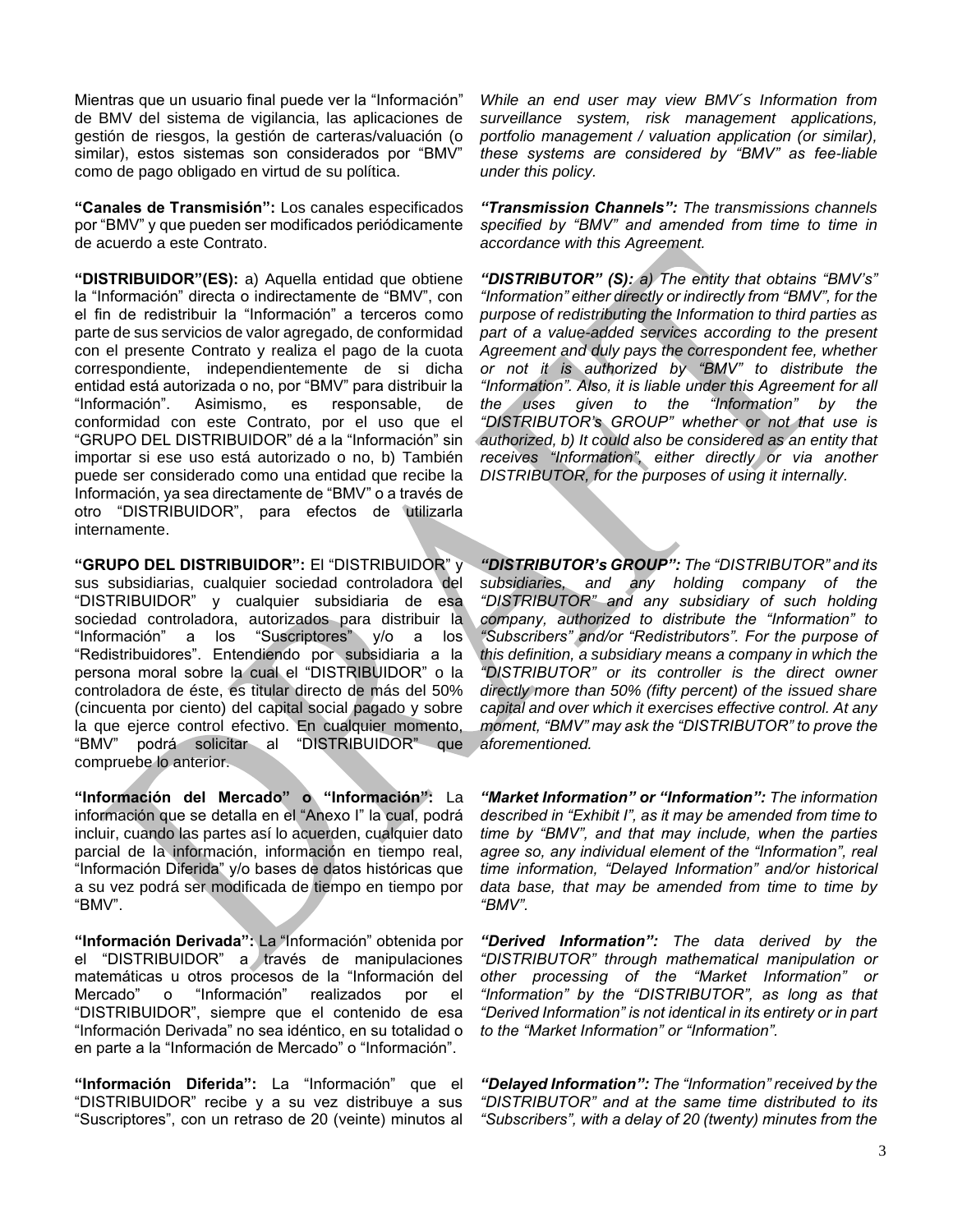Mientras que un usuario final puede ver la "Información" de BMV del sistema de vigilancia, las aplicaciones de gestión de riesgos, la gestión de carteras/valuación (o similar), estos sistemas son considerados por "BMV" como de pago obligado en virtud de su política.

*While an end user may view BMV´s Information from surveillance system, risk management applications, portfolio management / valuation application (or similar), these systems are considered by "BMV" as fee-liable under this policy.*

**"Canales de Transmisión":** Los canales especificados por "BMV" y que pueden ser modificados periódicamente de acuerdo a este Contrato.

***"Transmission Channels":*** *The transmissions channels specified by "BMV" and amended from time to time in accordance with this Agreement.*

**"DISTRIBUIDOR"(ES):** a) Aquella entidad que obtiene la "Información" directa o indirectamente de "BMV", con el fin de redistribuir la "Información" a terceros como parte de sus servicios de valor agregado, de conformidad con el presente Contrato y realiza el pago de la cuota correspondiente, independientemente de si dicha entidad está autorizada o no, por "BMV" para distribuir la "Información". Asimismo, es responsable, de conformidad con este Contrato, por el uso que el "GRUPO DEL DISTRIBUIDOR" dé a la "Información" sin importar si ese uso está autorizado o no, b) También puede ser considerado como una entidad que recibe la Información, ya sea directamente de "BMV" o a través de otro "DISTRIBUIDOR", para efectos de utilizarla internamente.

***"DISTRIBUTOR" (S):*** *a) The entity that obtains "BMV's" "Information" either directly or indirectly from "BMV", for the purpose of redistributing the Information to third parties as part of a value-added services according to the present Agreement and duly pays the correspondent fee, whether or not it is authorized by "BMV" to distribute the "Information". Also, it is liable under this Agreement for all the uses given to the "Information" by the "DISTRIBUTOR's GROUP" whether or not that use is authorized, b) It could also be considered as an entity that receives "Information", either directly or via another DISTRIBUTOR, for the purposes of using it internally.*

**"GRUPO DEL DISTRIBUIDOR":** El "DISTRIBUIDOR" y sus subsidiarias, cualquier sociedad controladora del "DISTRIBUIDOR" y cualquier subsidiaria de esa sociedad controladora, autorizados para distribuir la "Información" a los "Suscriptores" y/o a los "Redistribuidores". Entendiendo por subsidiaria a la persona moral sobre la cual el "DISTRIBUIDOR" o la controladora de éste, es titular directo de más del 50% (cincuenta por ciento) del capital social pagado y sobre la que ejerce control efectivo. En cualquier momento, "BMV" podrá solicitar al "DISTRIBUIDOR" que compruebe lo anterior.

***"DISTRIBUTOR's GROUP":*** *The "DISTRIBUTOR" and its subsidiaries, and any holding company of the "DISTRIBUTOR" and any subsidiary of such holding company, authorized to distribute the "Information" to "Subscribers" and/or "Redistributors". For the purpose of this definition, a subsidiary means a company in which the "DISTRIBUTOR" or its controller is the direct owner directly more than 50% (fifty percent) of the issued share capital and over which it exercises effective control. At any moment, "BMV" may ask the "DISTRIBUTOR" to prove the aforementioned.*

**"Información del Mercado" o "Información":** La información que se detalla en el "Anexo I" la cual, podrá incluir, cuando las partes así lo acuerden, cualquier dato parcial de la información, información en tiempo real, "Información Diferida" y/o bases de datos históricas que a su vez podrá ser modificada de tiempo en tiempo por "BMV".

***"Market Information" or "Information":*** *The information described in "Exhibit I", as it may be amended from time to time by "BMV", and that may include, when the parties agree so, any individual element of the "Information", real time information, "Delayed Information" and/or historical data base, that may be amended from time to time by "BMV".*

**"Información Derivada":** La "Información" obtenida por el "DISTRIBUIDOR" a través de manipulaciones matemáticas u otros procesos de la "Información del Mercado" o "Información" realizados por el "DISTRIBUIDOR", siempre que el contenido de esa "Información Derivada" no sea idéntico, en su totalidad o en parte a la "Información de Mercado" o "Información".

***"Derived Information":*** *The data derived by the "DISTRIBUTOR" through mathematical manipulation or other processing of the "Market Information" or "Information" by the "DISTRIBUTOR", as long as that "Derived Information" is not identical in its entirety or in part to the "Market Information" or "Information".*

**"Información Diferida":** La "Información" que el "DISTRIBUIDOR" recibe y a su vez distribuye a sus "Suscriptores", con un retraso de 20 (veinte) minutos al

***"Delayed Information":*** *The "Information" received by the "DISTRIBUTOR" and at the same time distributed to its "Subscribers", with a delay of 20 (twenty) minutes from the*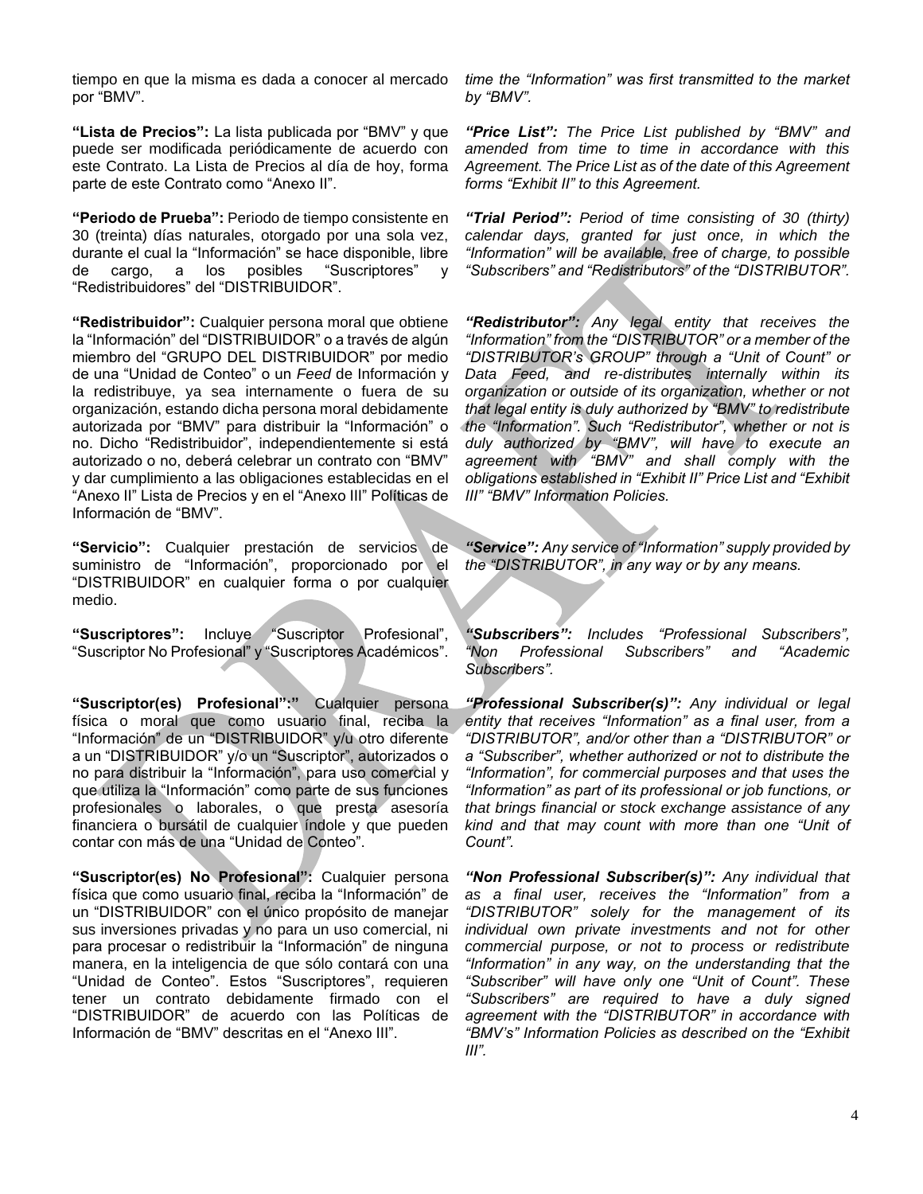tiempo en que la misma es dada a conocer al mercado por "BMV".

*time the "Information" was first transmitted to the market by "BMV".*

**"Lista de Precios":** La lista publicada por "BMV" y que puede ser modificada periódicamente de acuerdo con este Contrato. La Lista de Precios al día de hoy, forma parte de este Contrato como "Anexo II".

***"Price List":*** *The Price List published by "BMV" and amended from time to time in accordance with this Agreement. The Price List as of the date of this Agreement forms "Exhibit II" to this Agreement.*

**"Periodo de Prueba":** Periodo de tiempo consistente en 30 (treinta) días naturales, otorgado por una sola vez, durante el cual la "Información" se hace disponible, libre de cargo, a los posibles "Suscriptores" y "Redistribuidores" del "DISTRIBUIDOR".

***"Trial Period":*** *Period of time consisting of 30 (thirty) calendar days, granted for just once, in which the "Information" will be available, free of charge, to possible "Subscribers" and "Redistributors" of the "DISTRIBUTOR".*

**"Redistribuidor":** Cualquier persona moral que obtiene la "Información" del "DISTRIBUIDOR" o a través de algún miembro del "GRUPO DEL DISTRIBUIDOR" por medio de una "Unidad de Conteo" o un *Feed* de Información y la redistribuye, ya sea internamente o fuera de su organización, estando dicha persona moral debidamente autorizada por "BMV" para distribuir la "Información" o no. Dicho "Redistribuidor", independientemente si está autorizado o no, deberá celebrar un contrato con "BMV" y dar cumplimiento a las obligaciones establecidas en el "Anexo II" Lista de Precios y en el "Anexo III" Políticas de Información de "BMV".

***"Redistributor":*** *Any legal entity that receives the "Information" from the "DISTRIBUTOR" or a member of the "DISTRIBUTOR's GROUP" through a "Unit of Count" or Data Feed, and re-distributes internally within its organization or outside of its organization, whether or not that legal entity is duly authorized by "BMV" to redistribute the "Information". Such "Redistributor", whether or not is duly authorized by "BMV", will have to execute an agreement with "BMV" and shall comply with the obligations established in "Exhibit II" Price List and "Exhibit III" "BMV" Information Policies.*

**"Servicio":** Cualquier prestación de servicios de suministro de "Información", proporcionado por el "DISTRIBUIDOR" en cualquier forma o por cualquier medio.

***"Service":*** *Any service of "Information" supply provided by the "DISTRIBUTOR", in any way or by any means.*

**"Suscriptores":** Incluye "Suscriptor Profesional", "Suscriptor No Profesional" y "Suscriptores Académicos".

***"Subscribers":*** *Includes "Professional Subscribers", "Non Professional Subscribers" and "Academic Subscribers".*

**"Suscriptor(es) Profesional":"** Cualquier persona física o moral que como usuario final, reciba la "Información" de un "DISTRIBUIDOR" y/u otro diferente a un "DISTRIBUIDOR" y/o un "Suscriptor", autorizados o no para distribuir la "Información", para uso comercial y que utiliza la "Información" como parte de sus funciones profesionales o laborales, o que presta asesoría financiera o bursátil de cualquier índole y que pueden contar con más de una "Unidad de Conteo".

***"Professional Subscriber(s)":*** *Any individual or legal entity that receives "Information" as a final user, from a "DISTRIBUTOR", and/or other than a "DISTRIBUTOR" or a "Subscriber", whether authorized or not to distribute the "Information", for commercial purposes and that uses the "Information" as part of its professional or job functions, or that brings financial or stock exchange assistance of any kind and that may count with more than one "Unit of Count".*

**"Suscriptor(es) No Profesional":** Cualquier persona física que como usuario final, reciba la "Información" de un "DISTRIBUIDOR" con el único propósito de manejar sus inversiones privadas y no para un uso comercial, ni para procesar o redistribuir la "Información" de ninguna manera, en la inteligencia de que sólo contará con una "Unidad de Conteo". Estos "Suscriptores", requieren tener un contrato debidamente firmado con el "DISTRIBUIDOR" de acuerdo con las Políticas de Información de "BMV" descritas en el "Anexo III".

***"Non Professional Subscriber(s)":*** *Any individual that as a final user, receives the "Information" from a "DISTRIBUTOR" solely for the management of its individual own private investments and not for other commercial purpose, or not to process or redistribute "Information" in any way, on the understanding that the "Subscriber" will have only one "Unit of Count". These "Subscribers" are required to have a duly signed agreement with the "DISTRIBUTOR" in accordance with "BMV's" Information Policies as described on the "Exhibit III".*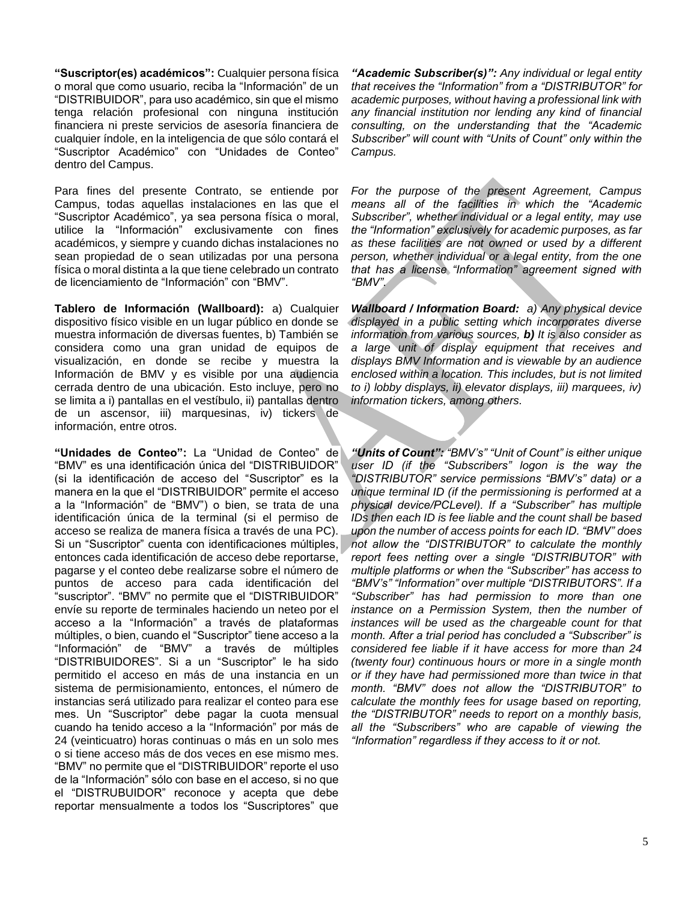**"Suscriptor(es) académicos":** Cualquier persona física o moral que como usuario, reciba la "Información" de un "DISTRIBUIDOR", para uso académico, sin que el mismo tenga relación profesional con ninguna institución financiera ni preste servicios de asesoría financiera de cualquier índole, en la inteligencia de que sólo contará el "Suscriptor Académico" con "Unidades de Conteo" dentro del Campus.

Para fines del presente Contrato, se entiende por Campus, todas aquellas instalaciones en las que el "Suscriptor Académico", ya sea persona física o moral, utilice la "Información" exclusivamente con fines académicos, y siempre y cuando dichas instalaciones no sean propiedad de o sean utilizadas por una persona física o moral distinta a la que tiene celebrado un contrato de licenciamiento de "Información" con "BMV".

**Tablero de Información (Wallboard):** a) Cualquier dispositivo físico visible en un lugar público en donde se muestra información de diversas fuentes, b) También se considera como una gran unidad de equipos de visualización, en donde se recibe y muestra la Información de BMV y es visible por una audiencia cerrada dentro de una ubicación. Esto incluye, pero no se limita a i) pantallas en el vestíbulo, ii) pantallas dentro de un ascensor, iii) marquesinas, iv) tickers de información, entre otros.

**"Unidades de Conteo":** La "Unidad de Conteo" de "BMV" es una identificación única del "DISTRIBUIDOR" (si la identificación de acceso del "Suscriptor" es la manera en la que el "DISTRIBUIDOR" permite el acceso a la "Información" de "BMV") o bien, se trata de una identificación única de la terminal (si el permiso de acceso se realiza de manera física a través de una PC). Si un "Suscriptor" cuenta con identificaciones múltiples, entonces cada identificación de acceso debe reportarse, pagarse y el conteo debe realizarse sobre el número de puntos de acceso para cada identificación del "suscriptor". "BMV" no permite que el "DISTRIBUIDOR" envíe su reporte de terminales haciendo un neteo por el acceso a la "Información" a través de plataformas múltiples, o bien, cuando el "Suscriptor" tiene acceso a la "Información" de "BMV" a través de múltiples "DISTRIBUIDORES". Si a un "Suscriptor" le ha sido permitido el acceso en más de una instancia en un sistema de permisionamiento, entonces, el número de instancias será utilizado para realizar el conteo para ese mes. Un "Suscriptor" debe pagar la cuota mensual cuando ha tenido acceso a la "Información" por más de 24 (veinticuatro) horas continuas o más en un solo mes o si tiene acceso más de dos veces en ese mismo mes. "BMV" no permite que el "DISTRIBUIDOR" reporte el uso de la "Información" sólo con base en el acceso, si no que el "DISTRUBUIDOR" reconoce y acepta que debe reportar mensualmente a todos los "Suscriptores" que

***"Academic Subscriber(s)":*** *Any individual or legal entity that receives the "Information" from a "DISTRIBUTOR" for academic purposes, without having a professional link with any financial institution nor lending any kind of financial consulting, on the understanding that the "Academic Subscriber" will count with "Units of Count" only within the Campus.*

*For the purpose of the present Agreement, Campus means all of the facilities in which the "Academic Subscriber", whether individual or a legal entity, may use the "Information" exclusively for academic purposes, as far as these facilities are not owned or used by a different person, whether individual or a legal entity, from the one that has a license "Information" agreement signed with "BMV".*

***Wallboard / Information Board:*** *a) Any physical device displayed in a public setting which incorporates diverse information from various sources,* ***b)*** *It is also consider as a large unit of display equipment that receives and displays BMV Information and is viewable by an audience enclosed within a location. This includes, but is not limited to i) lobby displays, ii) elevator displays, iii) marquees, iv) information tickers, among others.*

***"Units of Count":*** *"BMV's" "Unit of Count" is either unique user ID (if the "Subscribers" logon is the way the "DISTRIBUTOR" service permissions "BMV's" data) or a unique terminal ID (if the permissioning is performed at a physical device/PCLevel). If a "Subscriber" has multiple IDs then each ID is fee liable and the count shall be based upon the number of access points for each ID. "BMV" does not allow the "DISTRIBUTOR" to calculate the monthly report fees netting over a single "DISTRIBUTOR" with multiple platforms or when the "Subscriber" has access to "BMV's" "Information" over multiple "DISTRIBUTORS". If a "Subscriber" has had permission to more than one instance on a Permission System, then the number of instances will be used as the chargeable count for that month. After a trial period has concluded a "Subscriber" is considered fee liable if it have access for more than 24 (twenty four) continuous hours or more in a single month or if they have had permissioned more than twice in that month. "BMV" does not allow the "DISTRIBUTOR" to calculate the monthly fees for usage based on reporting, the "DISTRIBUTOR" needs to report on a monthly basis, all the "Subscribers" who are capable of viewing the "Information" regardless if they access to it or not.*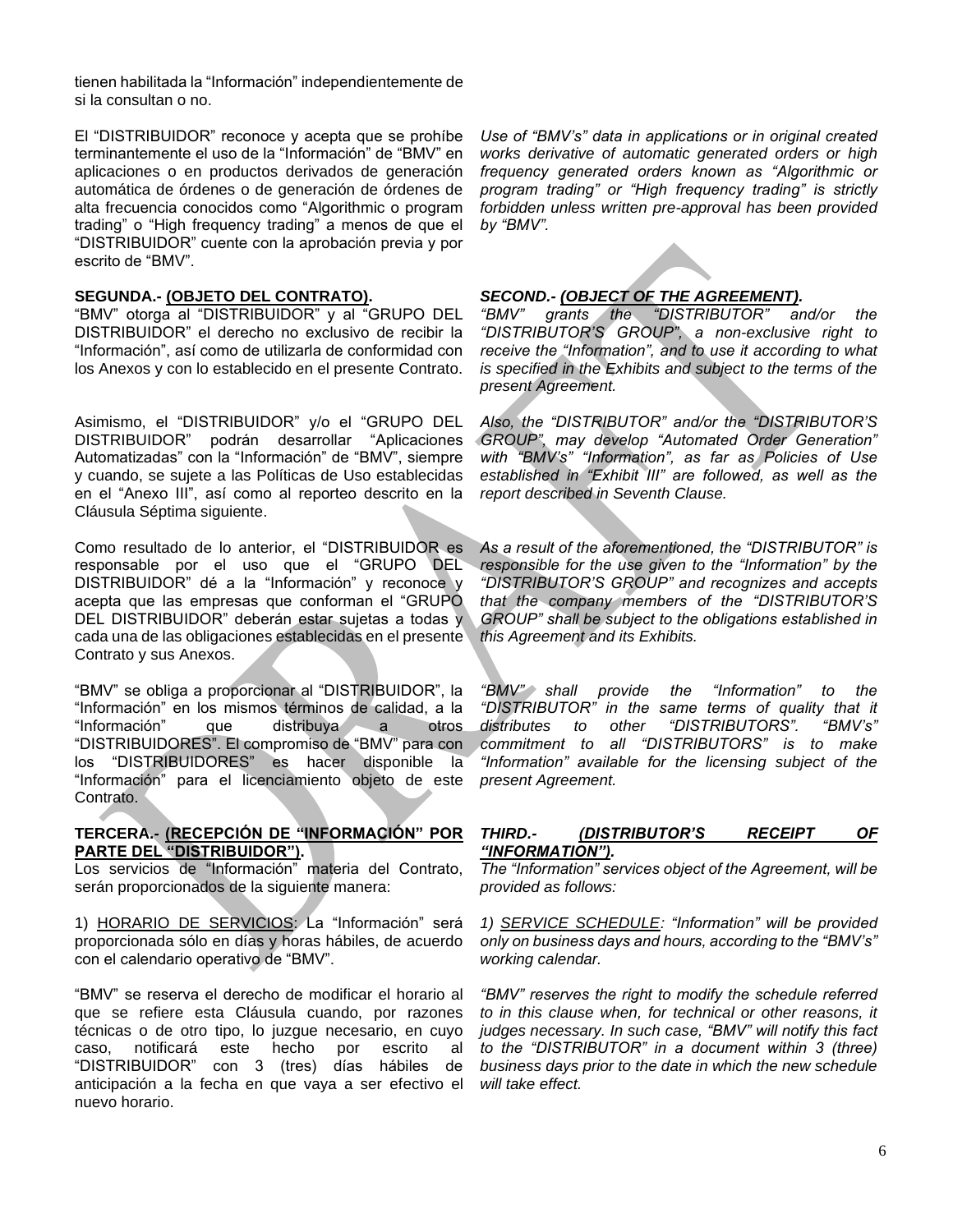tienen habilitada la "Información" independientemente de si la consultan o no.

El "DISTRIBUIDOR" reconoce y acepta que se prohíbe terminantemente el uso de la "Información" de "BMV" en aplicaciones o en productos derivados de generación automática de órdenes o de generación de órdenes de alta frecuencia conocidos como "Algorithmic o program trading" o "High frequency trading" a menos de que el "DISTRIBUIDOR" cuente con la aprobación previa y por escrito de "BMV".

*Use of "BMV's" data in applications or in original created works derivative of automatic generated orders or high frequency generated orders known as "Algorithmic or program trading" or "High frequency trading" is strictly forbidden unless written pre-approval has been provided by "BMV".*

**SEGUNDA.- <u>(OBJETO DEL CONTRATO)</u>.**
"BMV" otorga al "DISTRIBUIDOR" y al "GRUPO DEL DISTRIBUIDOR" el derecho no exclusivo de recibir la "Información", así como de utilizarla de conformidad con los Anexos y con lo establecido en el presente Contrato.

***SECOND.- <u>(OBJECT OF THE AGREEMENT)</u>.***
*"BMV" grants the "DISTRIBUTOR" and/or the "DISTRIBUTOR'S GROUP", a non-exclusive right to receive the "Information", and to use it according to what is specified in the Exhibits and subject to the terms of the present Agreement.*

Asimismo, el "DISTRIBUIDOR" y/o el "GRUPO DEL DISTRIBUIDOR" podrán desarrollar "Aplicaciones Automatizadas" con la "Información" de "BMV", siempre y cuando, se sujete a las Políticas de Uso establecidas en el "Anexo III", así como al reporteo descrito en la Cláusula Séptima siguiente.

*Also, the "DISTRIBUTOR" and/or the "DISTRIBUTOR'S GROUP", may develop "Automated Order Generation" with "BMV's" "Information", as far as Policies of Use established in "Exhibit III" are followed, as well as the report described in Seventh Clause.*

Como resultado de lo anterior, el "DISTRIBUIDOR es responsable por el uso que el "GRUPO DEL DISTRIBUIDOR" dé a la "Información" y reconoce y acepta que las empresas que conforman el "GRUPO DEL DISTRIBUIDOR" deberán estar sujetas a todas y cada una de las obligaciones establecidas en el presente Contrato y sus Anexos.

*As a result of the aforementioned, the "DISTRIBUTOR" is responsible for the use given to the "Information" by the "DISTRIBUTOR'S GROUP" and recognizes and accepts that the company members of the "DISTRIBUTOR'S GROUP" shall be subject to the obligations established in this Agreement and its Exhibits.*

"BMV" se obliga a proporcionar al "DISTRIBUIDOR", la "Información" en los mismos términos de calidad, a la "Información" que distribuya a otros "DISTRIBUIDORES". El compromiso de "BMV" para con los "DISTRIBUIDORES" es hacer disponible la "Información" para el licenciamiento objeto de este Contrato.

*"BMV" shall provide the "Information" to the "DISTRIBUTOR" in the same terms of quality that it distributes to other "DISTRIBUTORS". "BMV's" commitment to all "DISTRIBUTORS" is to make "Information" available for the licensing subject of the present Agreement.*

**TERCERA.- <u>(RECEPCIÓN DE "INFORMACIÓN" POR PARTE DEL "DISTRIBUIDOR")</u>.**
Los servicios de "Información" materia del Contrato, serán proporcionados de la siguiente manera:

***THIRD.- <u>(DISTRIBUTOR'S RECEIPT OF "INFORMATION")</u>.***
*The "Information" services object of the Agreement, will be provided as follows:*

1) <u>HORARIO DE SERVICIOS</u>: La "Información" será proporcionada sólo en días y horas hábiles, de acuerdo con el calendario operativo de "BMV".

*1) <u>SERVICE SCHEDULE</u>: "Information" will be provided only on business days and hours, according to the "BMV's" working calendar.*

"BMV" se reserva el derecho de modificar el horario al que se refiere esta Cláusula cuando, por razones técnicas o de otro tipo, lo juzgue necesario, en cuyo caso, notificará este hecho por escrito al "DISTRIBUIDOR" con 3 (tres) días hábiles de anticipación a la fecha en que vaya a ser efectivo el nuevo horario.

*"BMV" reserves the right to modify the schedule referred to in this clause when, for technical or other reasons, it judges necessary. In such case, "BMV" will notify this fact to the "DISTRIBUTOR" in a document within 3 (three) business days prior to the date in which the new schedule will take effect.*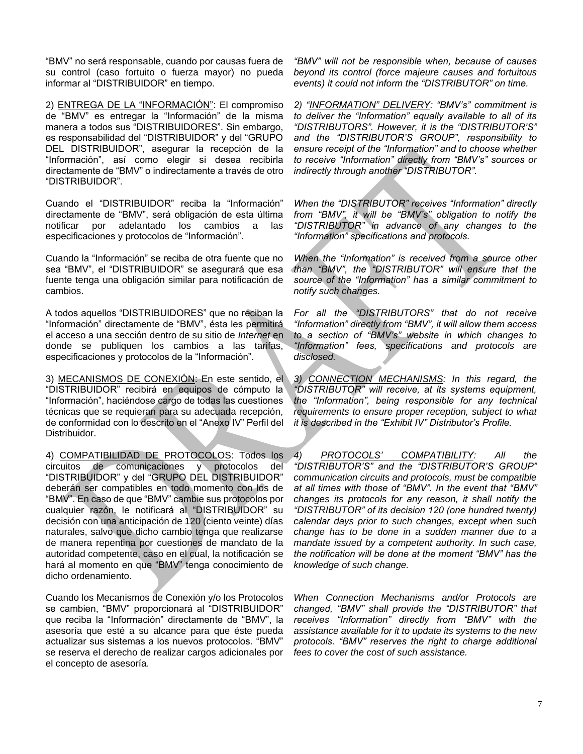"BMV" no será responsable, cuando por causas fuera de su control (caso fortuito o fuerza mayor) no pueda informar al "DISTRIBUIDOR" en tiempo.

*"BMV" will not be responsible when, because of causes beyond its control (force majeure causes and fortuitous events) it could not inform the "DISTRIBUTOR" on time.*

2) <u>ENTREGA DE LA "INFORMACIÓN"</u>: El compromiso de "BMV" es entregar la "Información" de la misma manera a todos sus "DISTRIBUIDORES". Sin embargo, es responsabilidad del "DISTRIBUIDOR" y del "GRUPO DEL DISTRIBUIDOR", asegurar la recepción de la "Información", así como elegir si desea recibirla directamente de "BMV" o indirectamente a través de otro "DISTRIBUIDOR".

*2) <u>"INFORMATION" DELIVERY</u>: "BMV's" commitment is to deliver the "Information" equally available to all of its "DISTRIBUTORS". However, it is the "DISTRIBUTOR'S" and the "DISTRIBUTOR'S GROUP", responsibility to ensure receipt of the "Information" and to choose whether to receive "Information" directly from "BMV's" sources or indirectly through another "DISTRIBUTOR".*

Cuando el "DISTRIBUIDOR" reciba la "Información" directamente de "BMV", será obligación de esta última notificar por adelantado los cambios a las especificaciones y protocolos de "Información".

*When the "DISTRIBUTOR" receives "Information" directly from "BMV", it will be "BMV's" obligation to notify the "DISTRIBUTOR" in advance of any changes to the "Information" specifications and protocols.*

Cuando la "Información" se reciba de otra fuente que no sea "BMV", el "DISTRIBUIDOR" se asegurará que esa fuente tenga una obligación similar para notificación de cambios.

*When the "Information" is received from a source other than "BMV", the "DISTRIBUTOR" will ensure that the source of the "Information" has a similar commitment to notify such changes.*

A todos aquellos "DISTRIBUIDORES" que no reciban la "Información" directamente de "BMV", ésta les permitirá el acceso a una sección dentro de su sitio de *Internet* en donde se publiquen los cambios a las tarifas, especificaciones y protocolos de la "Información".

*For all the "DISTRIBUTORS" that do not receive "Information" directly from "BMV", it will allow them access to a section of "BMV's" website in which changes to "Information" fees, specifications and protocols are disclosed.*

3) <u>MECANISMOS DE CONEXIÓN</u>: En este sentido, el "DISTRIBUIDOR" recibirá en equipos de cómputo la "Información", haciéndose cargo de todas las cuestiones técnicas que se requieran para su adecuada recepción, de conformidad con lo descrito en el "Anexo IV" Perfil del Distribuidor.

*3) <u>CONNECTION MECHANISMS</u>: In this regard, the "DISTRIBUTOR" will receive, at its systems equipment, the "Information", being responsible for any technical requirements to ensure proper reception, subject to what it is described in the "Exhibit IV" Distributor's Profile.*

4) <u>COMPATIBILIDAD DE PROTOCOLOS</u>: Todos los circuitos de comunicaciones y protocolos del "DISTRIBUIDOR" y del "GRUPO DEL DISTRIBUIDOR" deberán ser compatibles en todo momento con los de "BMV". En caso de que "BMV" cambie sus protocolos por cualquier razón, le notificará al "DISTRIBUIDOR" su decisión con una anticipación de 120 (ciento veinte) días naturales, salvo que dicho cambio tenga que realizarse de manera repentina por cuestiones de mandato de la autoridad competente, caso en el cual, la notificación se hará al momento en que "BMV" tenga conocimiento de dicho ordenamiento.

*4) <u>PROTOCOLS' COMPATIBILITY</u>: All the "DISTRIBUTOR'S" and the "DISTRIBUTOR'S GROUP" communication circuits and protocols, must be compatible at all times with those of "BMV". In the event that "BMV" changes its protocols for any reason, it shall notify the "DISTRIBUTOR" of its decision 120 (one hundred twenty) calendar days prior to such changes, except when such change has to be done in a sudden manner due to a mandate issued by a competent authority. In such case, the notification will be done at the moment "BMV" has the knowledge of such change.*

Cuando los Mecanismos de Conexión y/o los Protocolos se cambien, "BMV" proporcionará al "DISTRIBUIDOR" que reciba la "Información" directamente de "BMV", la asesoría que esté a su alcance para que éste pueda actualizar sus sistemas a los nuevos protocolos. "BMV" se reserva el derecho de realizar cargos adicionales por el concepto de asesoría.

*When Connection Mechanisms and/or Protocols are changed, "BMV" shall provide the "DISTRIBUTOR" that receives "Information" directly from "BMV" with the assistance available for it to update its systems to the new protocols. "BMV" reserves the right to charge additional fees to cover the cost of such assistance.*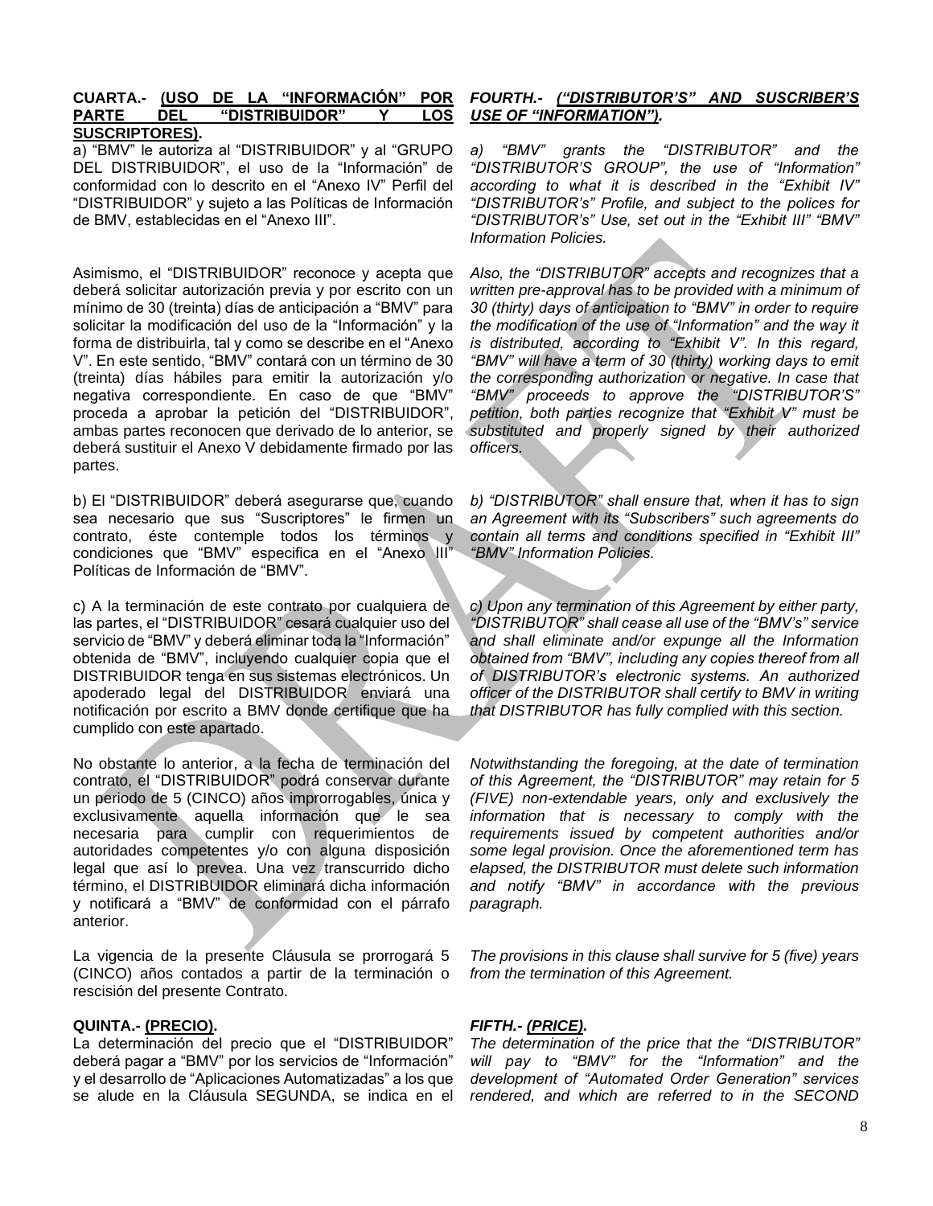**CUARTA.- <u>(USO DE LA "INFORMACIÓN" POR PARTE DEL "DISTRIBUIDOR" Y LOS SUSCRIPTORES).</u>**

a) "BMV" le autoriza al "DISTRIBUIDOR" y al "GRUPO DEL DISTRIBUIDOR", el uso de la "Información" de conformidad con lo descrito en el "Anexo IV" Perfil del "DISTRIBUIDOR" y sujeto a las Políticas de Información de BMV, establecidas en el "Anexo III".

Asimismo, el "DISTRIBUIDOR" reconoce y acepta que deberá solicitar autorización previa y por escrito con un mínimo de 30 (treinta) días de anticipación a "BMV" para solicitar la modificación del uso de la "Información" y la forma de distribuirla, tal y como se describe en el "Anexo V". En este sentido, "BMV" contará con un término de 30 (treinta) días hábiles para emitir la autorización y/o negativa correspondiente. En caso de que "BMV" proceda a aprobar la petición del "DISTRIBUIDOR", ambas partes reconocen que derivado de lo anterior, se deberá sustituir el Anexo V debidamente firmado por las partes.

b) El "DISTRIBUIDOR" deberá asegurarse que, cuando sea necesario que sus "Suscriptores" le firmen un contrato, éste contemple todos los términos y condiciones que "BMV" especifica en el "Anexo III" Políticas de Información de "BMV".

c) A la terminación de este contrato por cualquiera de las partes, el "DISTRIBUIDOR" cesará cualquier uso del servicio de "BMV" y deberá eliminar toda la "Información" obtenida de "BMV", incluyendo cualquier copia que el DISTRIBUIDOR tenga en sus sistemas electrónicos. Un apoderado legal del DISTRIBUIDOR enviará una notificación por escrito a BMV donde certifique que ha cumplido con este apartado.

No obstante lo anterior, a la fecha de terminación del contrato, el "DISTRIBUIDOR" podrá conservar durante un periodo de 5 (CINCO) años improrrogables, única y exclusivamente aquella información que le sea necesaria para cumplir con requerimientos de autoridades competentes y/o con alguna disposición legal que así lo prevea. Una vez transcurrido dicho término, el DISTRIBUIDOR eliminará dicha información y notificará a "BMV" de conformidad con el párrafo anterior.

La vigencia de la presente Cláusula se prorrogará 5 (CINCO) años contados a partir de la terminación o rescisión del presente Contrato.

**QUINTA.- <u>(PRECIO).</u>**

La determinación del precio que el "DISTRIBUIDOR" deberá pagar a "BMV" por los servicios de "Información" y el desarrollo de "Aplicaciones Automatizadas" a los que se alude en la Cláusula SEGUNDA, se indica en el

***FOURTH.- <u>("DISTRIBUTOR'S" AND SUSCRIBER'S USE OF "INFORMATION").</u>***

*a) "BMV" grants the "DISTRIBUTOR" and the "DISTRIBUTOR'S GROUP", the use of "Information" according to what it is described in the "Exhibit IV" "DISTRIBUTOR's" Profile, and subject to the polices for "DISTRIBUTOR's" Use, set out in the "Exhibit III" "BMV" Information Policies.*

*Also, the "DISTRIBUTOR" accepts and recognizes that a written pre-approval has to be provided with a minimum of 30 (thirty) days of anticipation to "BMV" in order to require the modification of the use of "Information" and the way it is distributed, according to "Exhibit V". In this regard, "BMV" will have a term of 30 (thirty) working days to emit the corresponding authorization or negative. In case that "BMV" proceeds to approve the "DISTRIBUTOR'S" petition, both parties recognize that "Exhibit V" must be substituted and properly signed by their authorized officers.*

*b) "DISTRIBUTOR" shall ensure that, when it has to sign an Agreement with its "Subscribers" such agreements do contain all terms and conditions specified in "Exhibit III" "BMV" Information Policies.*

*c) Upon any termination of this Agreement by either party, "DISTRIBUTOR" shall cease all use of the "BMV's" service and shall eliminate and/or expunge all the Information obtained from "BMV", including any copies thereof from all of DISTRIBUTOR's electronic systems. An authorized officer of the DISTRIBUTOR shall certify to BMV in writing that DISTRIBUTOR has fully complied with this section.*

*Notwithstanding the foregoing, at the date of termination of this Agreement, the "DISTRIBUTOR" may retain for 5 (FIVE) non-extendable years, only and exclusively the information that is necessary to comply with the requirements issued by competent authorities and/or some legal provision. Once the aforementioned term has elapsed, the DISTRIBUTOR must delete such information and notify "BMV" in accordance with the previous paragraph.*

*The provisions in this clause shall survive for 5 (five) years from the termination of this Agreement.*

***FIFTH.- <u>(PRICE).</u>***

*The determination of the price that the "DISTRIBUTOR" will pay to "BMV" for the "Information" and the development of "Automated Order Generation" services rendered, and which are referred to in the SECOND*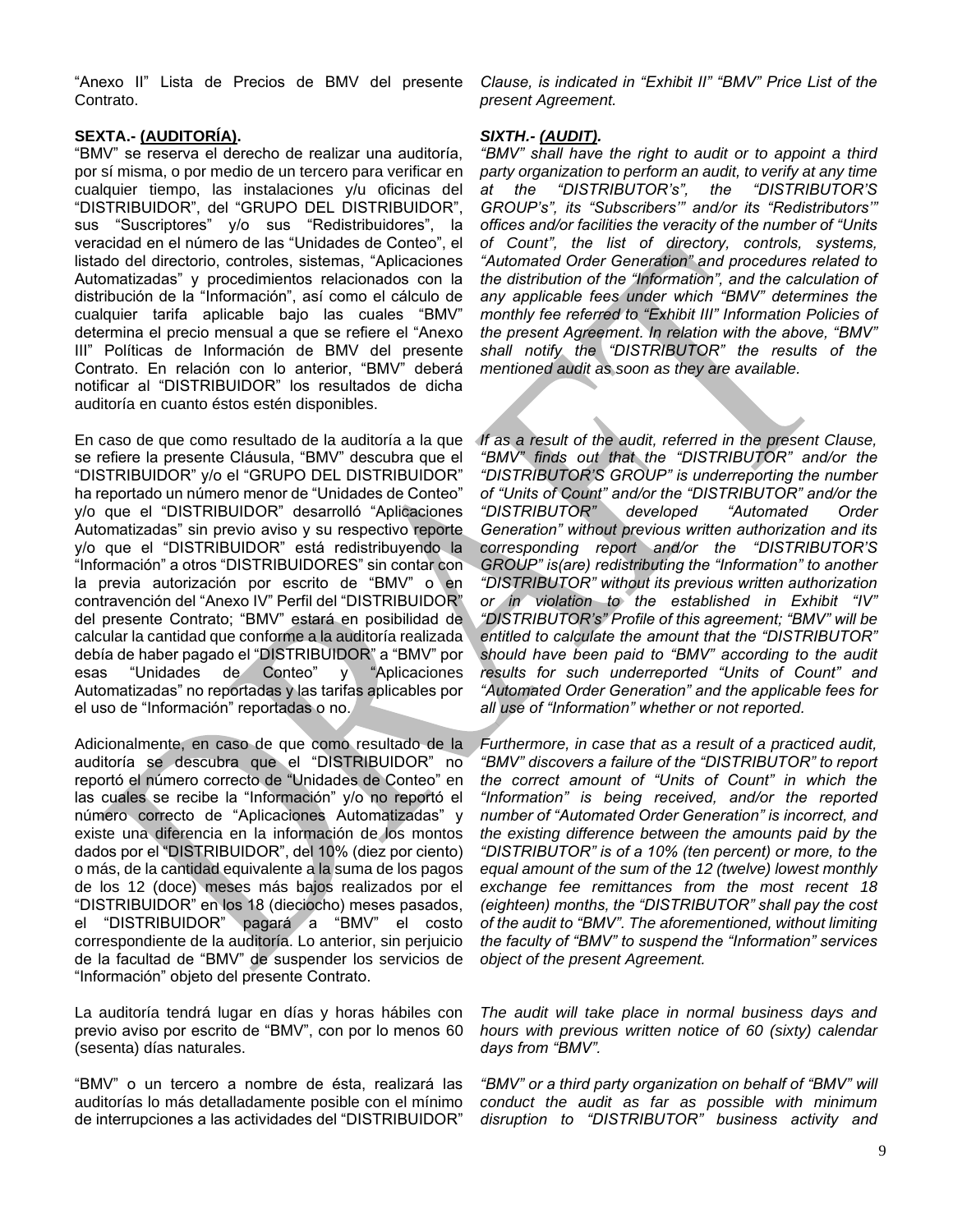"Anexo II" Lista de Precios de BMV del presente Contrato.

*Clause, is indicated in "Exhibit II" "BMV" Price List of the present Agreement.*

**SEXTA.- (AUDITORÍA).**

"BMV" se reserva el derecho de realizar una auditoría, por sí misma, o por medio de un tercero para verificar en cualquier tiempo, las instalaciones y/u oficinas del "DISTRIBUIDOR", del "GRUPO DEL DISTRIBUIDOR", sus "Suscriptores" y/o sus "Redistribuidores", la veracidad en el número de las "Unidades de Conteo", el listado del directorio, controles, sistemas, "Aplicaciones Automatizadas" y procedimientos relacionados con la distribución de la "Información", así como el cálculo de cualquier tarifa aplicable bajo las cuales "BMV" determina el precio mensual a que se refiere el "Anexo III" Políticas de Información de BMV del presente Contrato. En relación con lo anterior, "BMV" deberá notificar al "DISTRIBUIDOR" los resultados de dicha auditoría en cuanto éstos estén disponibles.

En caso de que como resultado de la auditoría a la que se refiere la presente Cláusula, "BMV" descubra que el "DISTRIBUIDOR" y/o el "GRUPO DEL DISTRIBUIDOR" ha reportado un número menor de "Unidades de Conteo" y/o que el "DISTRIBUIDOR" desarrolló "Aplicaciones Automatizadas" sin previo aviso y su respectivo reporte y/o que el "DISTRIBUIDOR" está redistribuyendo la "Información" a otros "DISTRIBUIDORES" sin contar con la previa autorización por escrito de "BMV" o en contravención del "Anexo IV" Perfil del "DISTRIBUIDOR" del presente Contrato; "BMV" estará en posibilidad de calcular la cantidad que conforme a la auditoría realizada debía de haber pagado el "DISTRIBUIDOR" a "BMV" por esas "Unidades de Conteo" y "Aplicaciones Automatizadas" no reportadas y las tarifas aplicables por el uso de "Información" reportadas o no.

Adicionalmente, en caso de que como resultado de la auditoría se descubra que el "DISTRIBUIDOR" no reportó el número correcto de "Unidades de Conteo" en las cuales se recibe la "Información" y/o no reportó el número correcto de "Aplicaciones Automatizadas" y existe una diferencia en la información de los montos dados por el "DISTRIBUIDOR", del 10% (diez por ciento) o más, de la cantidad equivalente a la suma de los pagos de los 12 (doce) meses más bajos realizados por el "DISTRIBUIDOR" en los 18 (dieciocho) meses pasados, el "DISTRIBUIDOR" pagará a "BMV" el costo correspondiente de la auditoría. Lo anterior, sin perjuicio de la facultad de "BMV" de suspender los servicios de "Información" objeto del presente Contrato.

La auditoría tendrá lugar en días y horas hábiles con previo aviso por escrito de "BMV", con por lo menos 60 (sesenta) días naturales.

"BMV" o un tercero a nombre de ésta, realizará las auditorías lo más detalladamente posible con el mínimo de interrupciones a las actividades del "DISTRIBUIDOR"

***SIXTH.- (AUDIT).***

*"BMV" shall have the right to audit or to appoint a third party organization to perform an audit, to verify at any time at the "DISTRIBUTOR's", the "DISTRIBUTOR'S GROUP's", its "Subscribers'" and/or its "Redistributors'" offices and/or facilities the veracity of the number of "Units of Count", the list of directory, controls, systems, "Automated Order Generation" and procedures related to the distribution of the "Information", and the calculation of any applicable fees under which "BMV" determines the monthly fee referred to "Exhibit III" Information Policies of the present Agreement. In relation with the above, "BMV" shall notify the "DISTRIBUTOR" the results of the mentioned audit as soon as they are available.*

*If as a result of the audit, referred in the present Clause, "BMV" finds out that the "DISTRIBUTOR" and/or the "DISTRIBUTOR'S GROUP" is underreporting the number of "Units of Count" and/or the "DISTRIBUTOR" and/or the "DISTRIBUTOR" developed "Automated Order Generation" without previous written authorization and its corresponding report and/or the "DISTRIBUTOR'S GROUP" is(are) redistributing the "Information" to another "DISTRIBUTOR" without its previous written authorization or in violation to the established in Exhibit "IV" "DISTRIBUTOR's" Profile of this agreement; "BMV" will be entitled to calculate the amount that the "DISTRIBUTOR" should have been paid to "BMV" according to the audit results for such underreported "Units of Count" and "Automated Order Generation" and the applicable fees for all use of "Information" whether or not reported.*

*Furthermore, in case that as a result of a practiced audit, "BMV" discovers a failure of the "DISTRIBUTOR" to report the correct amount of "Units of Count" in which the "Information" is being received, and/or the reported number of "Automated Order Generation" is incorrect, and the existing difference between the amounts paid by the "DISTRIBUTOR" is of a 10% (ten percent) or more, to the equal amount of the sum of the 12 (twelve) lowest monthly exchange fee remittances from the most recent 18 (eighteen) months, the "DISTRIBUTOR" shall pay the cost of the audit to "BMV". The aforementioned, without limiting the faculty of "BMV" to suspend the "Information" services object of the present Agreement.*

*The audit will take place in normal business days and hours with previous written notice of 60 (sixty) calendar days from "BMV".*

*"BMV" or a third party organization on behalf of "BMV" will conduct the audit as far as possible with minimum disruption to "DISTRIBUTOR" business activity and*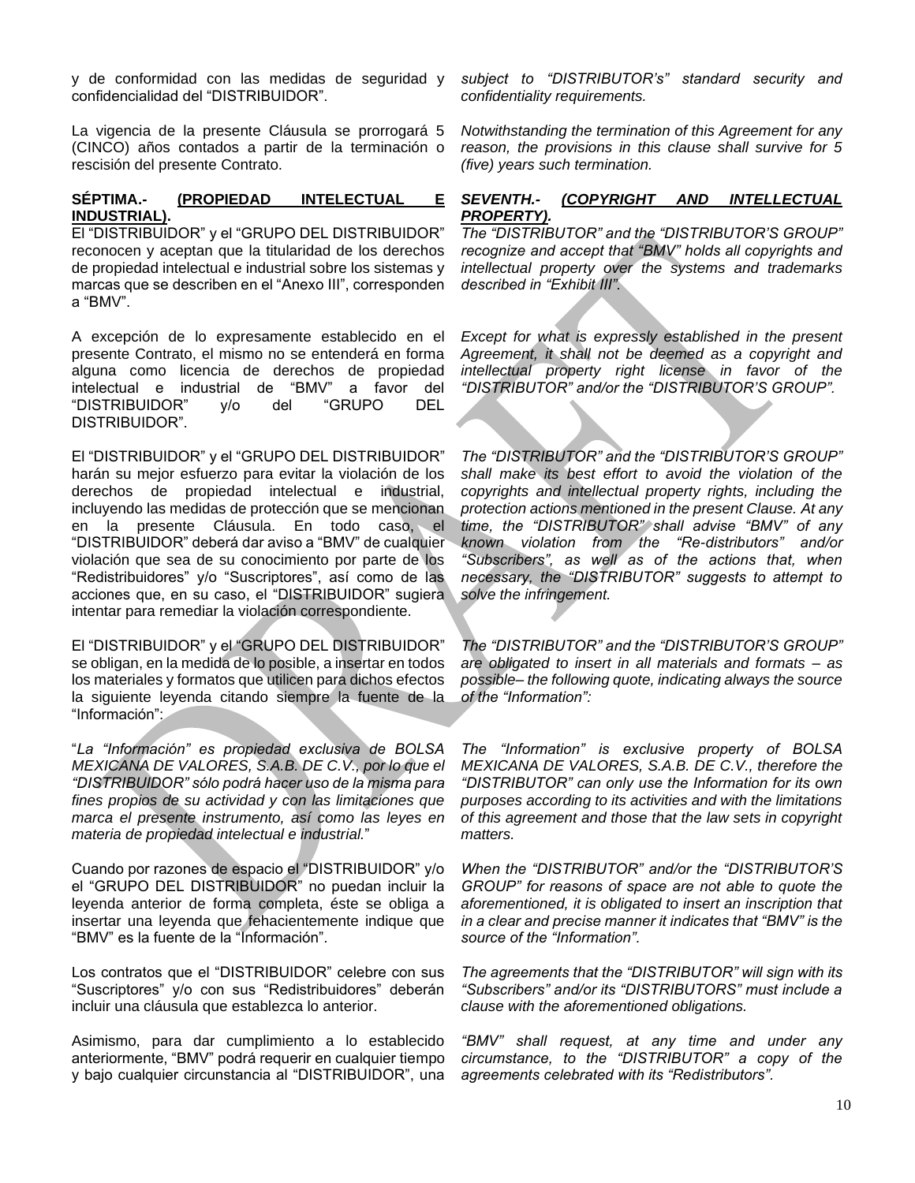y de conformidad con las medidas de seguridad y confidencialidad del "DISTRIBUIDOR".

*subject to "DISTRIBUTOR's" standard security and confidentiality requirements.*

La vigencia de la presente Cláusula se prorrogará 5 (CINCO) años contados a partir de la terminación o rescisión del presente Contrato.

*Notwithstanding the termination of this Agreement for any reason, the provisions in this clause shall survive for 5 (five) years such termination.*

**SÉPTIMA.- (PROPIEDAD INTELECTUAL E INDUSTRIAL).**

***SEVENTH.- (COPYRIGHT AND INTELLECTUAL PROPERTY).***

El "DISTRIBUIDOR" y el "GRUPO DEL DISTRIBUIDOR" reconocen y aceptan que la titularidad de los derechos de propiedad intelectual e industrial sobre los sistemas y marcas que se describen en el "Anexo III", corresponden a "BMV".

*The "DISTRIBUTOR" and the "DISTRIBUTOR'S GROUP" recognize and accept that "BMV" holds all copyrights and intellectual property over the systems and trademarks described in "Exhibit III".*

A excepción de lo expresamente establecido en el presente Contrato, el mismo no se entenderá en forma alguna como licencia de derechos de propiedad intelectual e industrial de "BMV" a favor del "DISTRIBUIDOR" y/o del "GRUPO DEL DISTRIBUIDOR".

*Except for what is expressly established in the present Agreement, it shall not be deemed as a copyright and intellectual property right license in favor of the "DISTRIBUTOR" and/or the "DISTRIBUTOR'S GROUP".*

El "DISTRIBUIDOR" y el "GRUPO DEL DISTRIBUIDOR" harán su mejor esfuerzo para evitar la violación de los derechos de propiedad intelectual e industrial, incluyendo las medidas de protección que se mencionan en la presente Cláusula. En todo caso, el "DISTRIBUIDOR" deberá dar aviso a "BMV" de cualquier violación que sea de su conocimiento por parte de los "Redistribuidores" y/o "Suscriptores", así como de las acciones que, en su caso, el "DISTRIBUIDOR" sugiera intentar para remediar la violación correspondiente.

*The "DISTRIBUTOR" and the "DISTRIBUTOR'S GROUP" shall make its best effort to avoid the violation of the copyrights and intellectual property rights, including the protection actions mentioned in the present Clause. At any time, the "DISTRIBUTOR" shall advise "BMV" of any known violation from the "Re-distributors" and/or "Subscribers", as well as of the actions that, when necessary, the "DISTRIBUTOR" suggests to attempt to solve the infringement.*

El "DISTRIBUIDOR" y el "GRUPO DEL DISTRIBUIDOR" se obligan, en la medida de lo posible, a insertar en todos los materiales y formatos que utilicen para dichos efectos la siguiente leyenda citando siempre la fuente de la "Información":

*The "DISTRIBUTOR" and the "DISTRIBUTOR'S GROUP" are obligated to insert in all materials and formats – as possible– the following quote, indicating always the source of the "Information":*

"*La "Información" es propiedad exclusiva de BOLSA MEXICANA DE VALORES, S.A.B. DE C.V., por lo que el "DISTRIBUIDOR" sólo podrá hacer uso de la misma para fines propios de su actividad y con las limitaciones que marca el presente instrumento, así como las leyes en materia de propiedad intelectual e industrial.*"

*The "Information" is exclusive property of BOLSA MEXICANA DE VALORES, S.A.B. DE C.V., therefore the "DISTRIBUTOR" can only use the Information for its own purposes according to its activities and with the limitations of this agreement and those that the law sets in copyright matters.*

Cuando por razones de espacio el "DISTRIBUIDOR" y/o el "GRUPO DEL DISTRIBUIDOR" no puedan incluir la leyenda anterior de forma completa, éste se obliga a insertar una leyenda que fehacientemente indique que "BMV" es la fuente de la "Información".

*When the "DISTRIBUTOR" and/or the "DISTRIBUTOR'S GROUP" for reasons of space are not able to quote the aforementioned, it is obligated to insert an inscription that in a clear and precise manner it indicates that "BMV" is the source of the "Information".*

Los contratos que el "DISTRIBUIDOR" celebre con sus "Suscriptores" y/o con sus "Redistribuidores" deberán incluir una cláusula que establezca lo anterior.

*The agreements that the "DISTRIBUTOR" will sign with its "Subscribers" and/or its "DISTRIBUTORS" must include a clause with the aforementioned obligations.*

Asimismo, para dar cumplimiento a lo establecido anteriormente, "BMV" podrá requerir en cualquier tiempo y bajo cualquier circunstancia al "DISTRIBUIDOR", una

*"BMV" shall request, at any time and under any circumstance, to the "DISTRIBUTOR" a copy of the agreements celebrated with its "Redistributors".*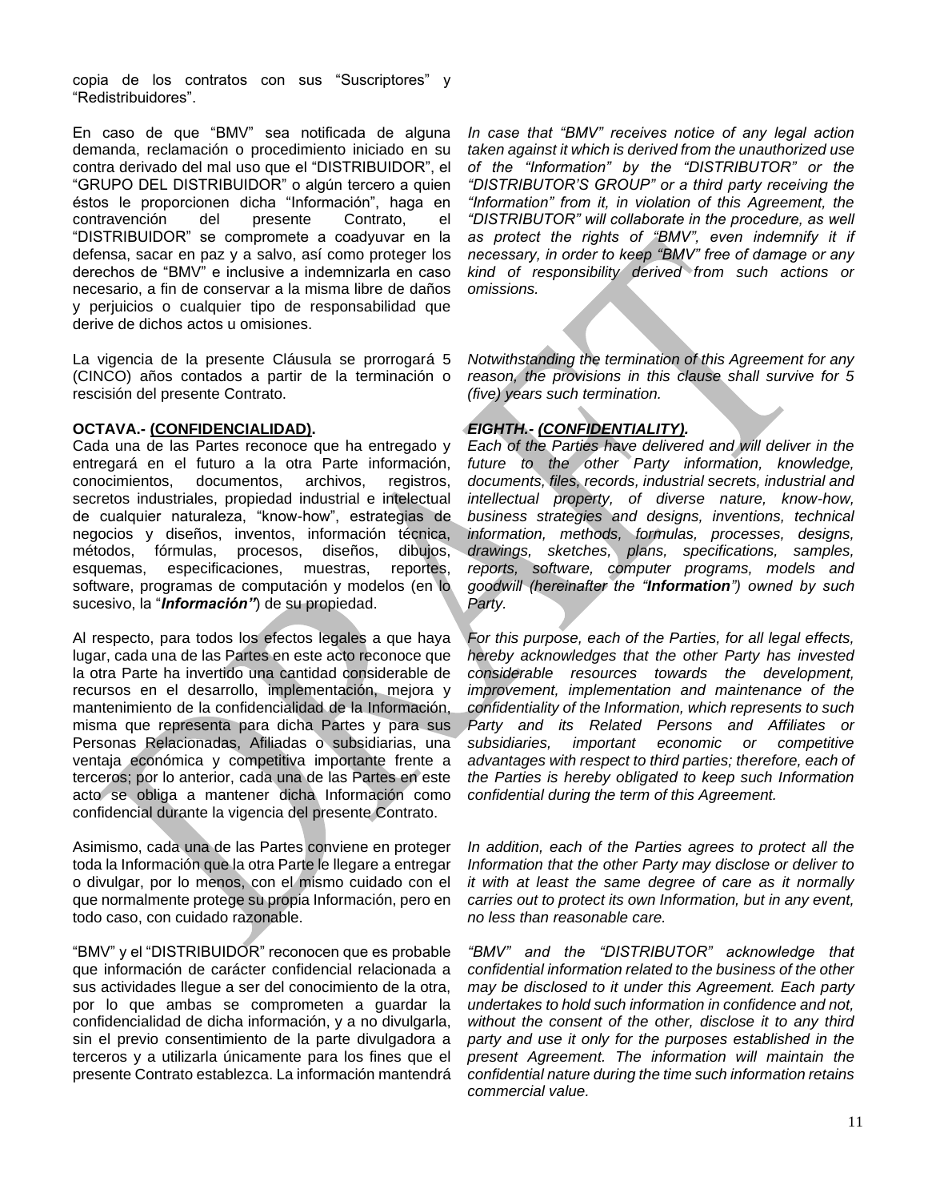copia de los contratos con sus "Suscriptores" y "Redistribuidores".

En caso de que "BMV" sea notificada de alguna demanda, reclamación o procedimiento iniciado en su contra derivado del mal uso que el "DISTRIBUIDOR", el "GRUPO DEL DISTRIBUIDOR" o algún tercero a quien éstos le proporcionen dicha "Información", haga en contravención del presente Contrato, el "DISTRIBUIDOR" se compromete a coadyuvar en la defensa, sacar en paz y a salvo, así como proteger los derechos de "BMV" e inclusive a indemnizarla en caso necesario, a fin de conservar a la misma libre de daños y perjuicios o cualquier tipo de responsabilidad que derive de dichos actos u omisiones.

*In case that "BMV" receives notice of any legal action taken against it which is derived from the unauthorized use of the "Information" by the "DISTRIBUTOR" or the "DISTRIBUTOR'S GROUP" or a third party receiving the "Information" from it, in violation of this Agreement, the "DISTRIBUTOR" will collaborate in the procedure, as well as protect the rights of "BMV", even indemnify it if necessary, in order to keep "BMV" free of damage or any kind of responsibility derived from such actions or omissions.*

La vigencia de la presente Cláusula se prorrogará 5 (CINCO) años contados a partir de la terminación o rescisión del presente Contrato.

*Notwithstanding the termination of this Agreement for any reason, the provisions in this clause shall survive for 5 (five) years such termination.*

**OCTAVA.- (CONFIDENCIALIDAD).**

Cada una de las Partes reconoce que ha entregado y entregará en el futuro a la otra Parte información, conocimientos, documentos, archivos, registros, secretos industriales, propiedad industrial e intelectual de cualquier naturaleza, "know-how", estrategias de negocios y diseños, inventos, información técnica, métodos, fórmulas, procesos, diseños, dibujos, esquemas, especificaciones, muestras, reportes, software, programas de computación y modelos (en lo sucesivo, la "***Información"***) de su propiedad.

***EIGHTH.- (CONFIDENTIALITY).***

*Each of the Parties have delivered and will deliver in the future to the other Party information, knowledge, documents, files, records, industrial secrets, industrial and intellectual property, of diverse nature, know-how, business strategies and designs, inventions, technical information, methods, formulas, processes, designs, drawings, sketches, plans, specifications, samples, reports, software, computer programs, models and goodwill (hereinafter the "**Information**") owned by such Party.*

Al respecto, para todos los efectos legales a que haya lugar, cada una de las Partes en este acto reconoce que la otra Parte ha invertido una cantidad considerable de recursos en el desarrollo, implementación, mejora y mantenimiento de la confidencialidad de la Información, misma que representa para dicha Partes y para sus Personas Relacionadas, Afiliadas o subsidiarias, una ventaja económica y competitiva importante frente a terceros; por lo anterior, cada una de las Partes en este acto se obliga a mantener dicha Información como confidencial durante la vigencia del presente Contrato.

*For this purpose, each of the Parties, for all legal effects, hereby acknowledges that the other Party has invested considerable resources towards the development, improvement, implementation and maintenance of the confidentiality of the Information, which represents to such Party and its Related Persons and Affiliates or subsidiaries, important economic or competitive advantages with respect to third parties; therefore, each of the Parties is hereby obligated to keep such Information confidential during the term of this Agreement.*

Asimismo, cada una de las Partes conviene en proteger toda la Información que la otra Parte le llegare a entregar o divulgar, por lo menos, con el mismo cuidado con el que normalmente protege su propia Información, pero en todo caso, con cuidado razonable.

*In addition, each of the Parties agrees to protect all the Information that the other Party may disclose or deliver to it with at least the same degree of care as it normally carries out to protect its own Information, but in any event, no less than reasonable care.*

"BMV" y el "DISTRIBUIDOR" reconocen que es probable que información de carácter confidencial relacionada a sus actividades llegue a ser del conocimiento de la otra, por lo que ambas se comprometen a guardar la confidencialidad de dicha información, y a no divulgarla, sin el previo consentimiento de la parte divulgadora a terceros y a utilizarla únicamente para los fines que el presente Contrato establezca. La información mantendrá

*"BMV" and the "DISTRIBUTOR" acknowledge that confidential information related to the business of the other may be disclosed to it under this Agreement. Each party undertakes to hold such information in confidence and not, without the consent of the other, disclose it to any third party and use it only for the purposes established in the present Agreement. The information will maintain the confidential nature during the time such information retains commercial value.*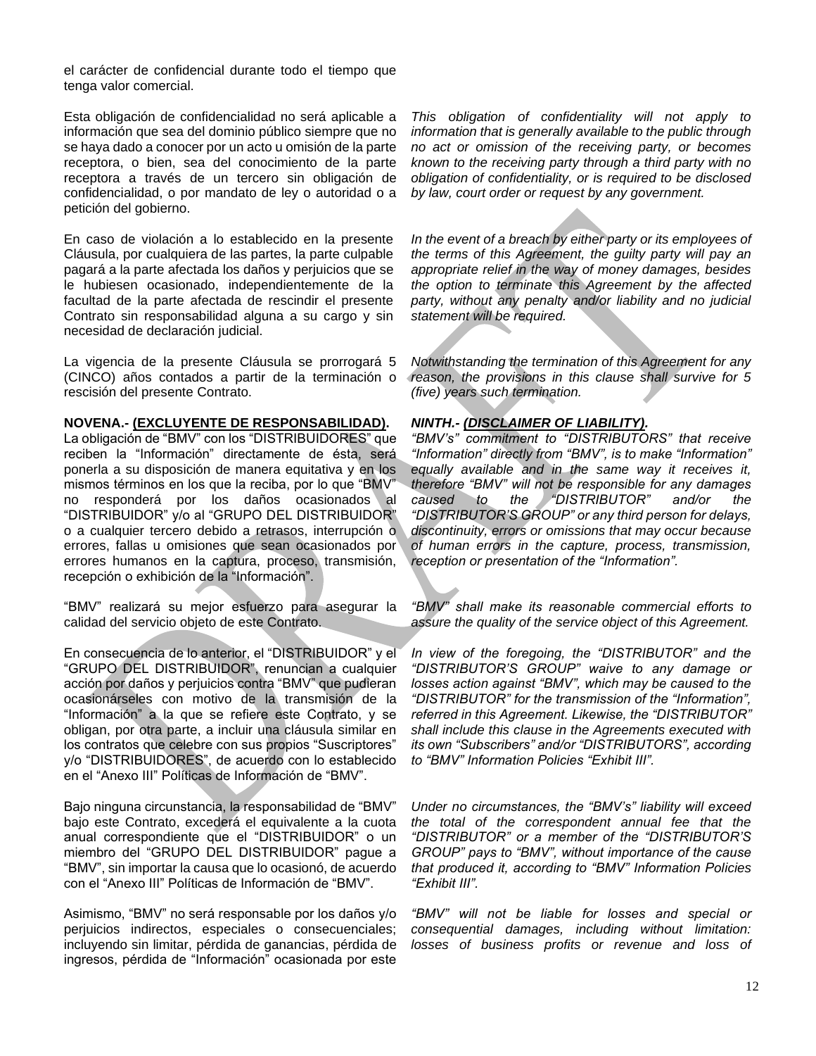el carácter de confidencial durante todo el tiempo que tenga valor comercial.

Esta obligación de confidencialidad no será aplicable a información que sea del dominio público siempre que no se haya dado a conocer por un acto u omisión de la parte receptora, o bien, sea del conocimiento de la parte receptora a través de un tercero sin obligación de confidencialidad, o por mandato de ley o autoridad o a petición del gobierno.

*This obligation of confidentiality will not apply to information that is generally available to the public through no act or omission of the receiving party, or becomes known to the receiving party through a third party with no obligation of confidentiality, or is required to be disclosed by law, court order or request by any government.*

En caso de violación a lo establecido en la presente Cláusula, por cualquiera de las partes, la parte culpable pagará a la parte afectada los daños y perjuicios que se le hubiesen ocasionado, independientemente de la facultad de la parte afectada de rescindir el presente Contrato sin responsabilidad alguna a su cargo y sin necesidad de declaración judicial.

*In the event of a breach by either party or its employees of the terms of this Agreement, the guilty party will pay an appropriate relief in the way of money damages, besides the option to terminate this Agreement by the affected party, without any penalty and/or liability and no judicial statement will be required.*

La vigencia de la presente Cláusula se prorrogará 5 (CINCO) años contados a partir de la terminación o rescisión del presente Contrato.

*Notwithstanding the termination of this Agreement for any reason, the provisions in this clause shall survive for 5 (five) years such termination.*

**NOVENA.- <u>(EXCLUYENTE DE RESPONSABILIDAD)</u>.**
La obligación de “BMV” con los “DISTRIBUIDORES” que reciben la “Información” directamente de ésta, será ponerla a su disposición de manera equitativa y en los mismos términos en los que la reciba, por lo que “BMV” no responderá por los daños ocasionados al “DISTRIBUIDOR” y/o al “GRUPO DEL DISTRIBUIDOR” o a cualquier tercero debido a retrasos, interrupción o errores, fallas u omisiones que sean ocasionados por errores humanos en la captura, proceso, transmisión, recepción o exhibición de la “Información”.

***NINTH.- <u>(DISCLAIMER OF LIABILITY)</u>.***
*“BMV’s” commitment to “DISTRIBUTORS” that receive “Information” directly from “BMV”, is to make “Information” equally available and in the same way it receives it, therefore “BMV” will not be responsible for any damages caused to the “DISTRIBUTOR” and/or the “DISTRIBUTOR’S GROUP” or any third person for delays, discontinuity, errors or omissions that may occur because of human errors in the capture, process, transmission, reception or presentation of the “Information”.*

“BMV” realizará su mejor esfuerzo para asegurar la calidad del servicio objeto de este Contrato.

*“BMV” shall make its reasonable commercial efforts to assure the quality of the service object of this Agreement.*

En consecuencia de lo anterior, el “DISTRIBUIDOR” y el “GRUPO DEL DISTRIBUIDOR”, renuncian a cualquier acción por daños y perjuicios contra “BMV” que pudieran ocasionárseles con motivo de la transmisión de la “Información” a la que se refiere este Contrato, y se obligan, por otra parte, a incluir una cláusula similar en los contratos que celebre con sus propios “Suscriptores” y/o “DISTRIBUIDORES”, de acuerdo con lo establecido en el “Anexo III” Políticas de Información de “BMV”.

*In view of the foregoing, the “DISTRIBUTOR” and the “DISTRIBUTOR’S GROUP” waive to any damage or losses action against “BMV”, which may be caused to the “DISTRIBUTOR” for the transmission of the “Information”, referred in this Agreement. Likewise, the “DISTRIBUTOR” shall include this clause in the Agreements executed with its own “Subscribers” and/or “DISTRIBUTORS”, according to “BMV” Information Policies “Exhibit III”.*

Bajo ninguna circunstancia, la responsabilidad de “BMV” bajo este Contrato, excederá el equivalente a la cuota anual correspondiente que el “DISTRIBUIDOR” o un miembro del “GRUPO DEL DISTRIBUIDOR” pague a “BMV”, sin importar la causa que lo ocasionó, de acuerdo con el “Anexo III” Políticas de Información de “BMV”.

*Under no circumstances, the “BMV’s” liability will exceed the total of the correspondent annual fee that the “DISTRIBUTOR” or a member of the “DISTRIBUTOR’S GROUP” pays to “BMV”, without importance of the cause that produced it, according to “BMV” Information Policies “Exhibit III”.*

Asimismo, “BMV” no será responsable por los daños y/o perjuicios indirectos, especiales o consecuenciales; incluyendo sin limitar, pérdida de ganancias, pérdida de ingresos, pérdida de “Información” ocasionada por este

*“BMV” will not be liable for losses and special or consequential damages, including without limitation: losses of business profits or revenue and loss of*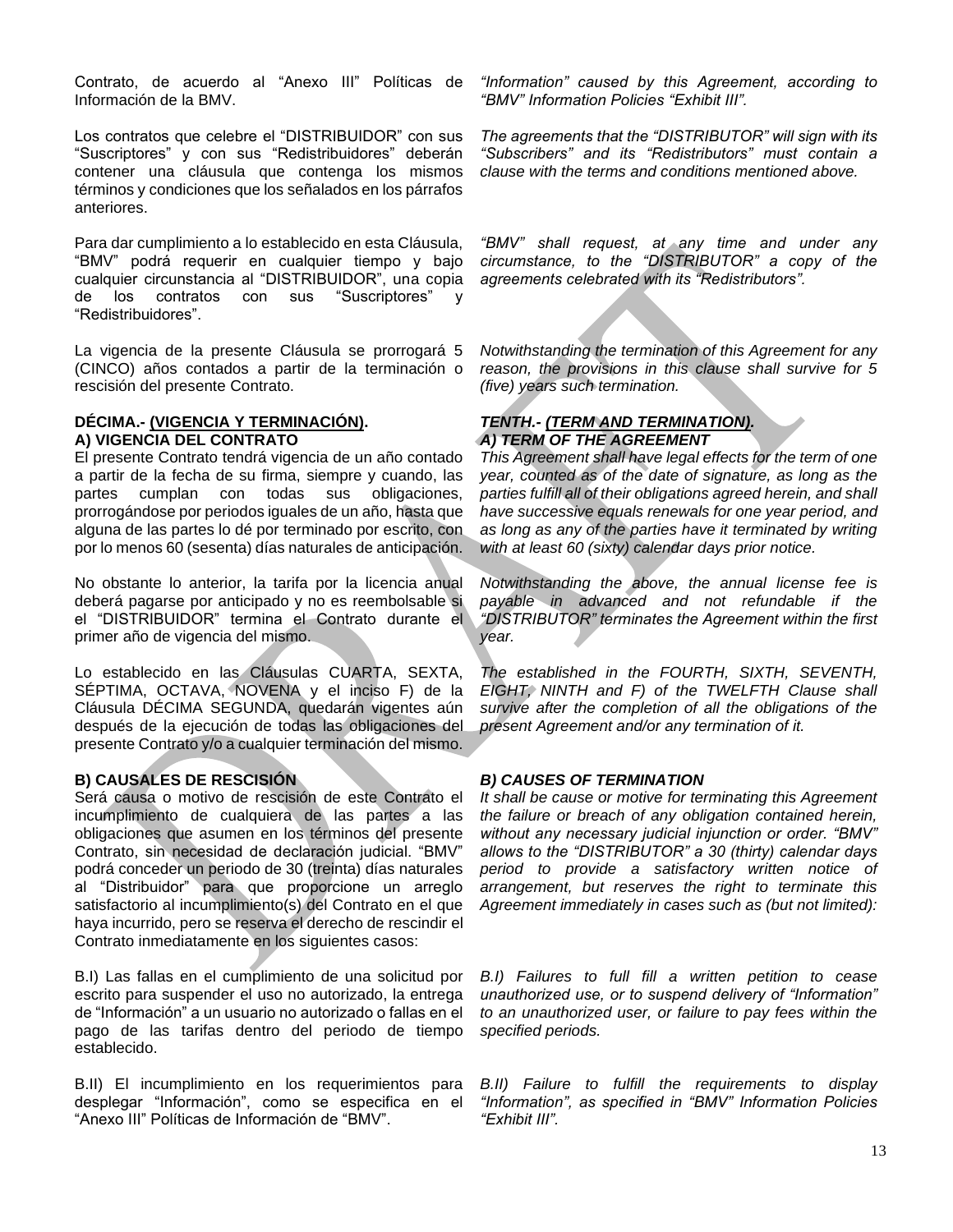Contrato, de acuerdo al "Anexo III" Políticas de Información de la BMV.

*"Information" caused by this Agreement, according to "BMV" Information Policies "Exhibit III".*

Los contratos que celebre el "DISTRIBUIDOR" con sus "Suscriptores" y con sus "Redistribuidores" deberán contener una cláusula que contenga los mismos términos y condiciones que los señalados en los párrafos anteriores.

*The agreements that the "DISTRIBUTOR" will sign with its "Subscribers" and its "Redistributors" must contain a clause with the terms and conditions mentioned above.*

Para dar cumplimiento a lo establecido en esta Cláusula, "BMV" podrá requerir en cualquier tiempo y bajo cualquier circunstancia al "DISTRIBUIDOR", una copia de los contratos con sus "Suscriptores" y "Redistribuidores".

*"BMV" shall request, at any time and under any circumstance, to the "DISTRIBUTOR" a copy of the agreements celebrated with its "Redistributors".*

La vigencia de la presente Cláusula se prorrogará 5 (CINCO) años contados a partir de la terminación o rescisión del presente Contrato.

*Notwithstanding the termination of this Agreement for any reason, the provisions in this clause shall survive for 5 (five) years such termination.*

**DÉCIMA.- (<u>VIGENCIA Y TERMINACIÓN</u>).**
**A) VIGENCIA DEL CONTRATO**

El presente Contrato tendrá vigencia de un año contado a partir de la fecha de su firma, siempre y cuando, las partes cumplan con todas sus obligaciones, prorrogándose por periodos iguales de un año, hasta que alguna de las partes lo dé por terminado por escrito, con por lo menos 60 (sesenta) días naturales de anticipación.

***TENTH.- (<u>TERM AND TERMINATION</u>).***
***A) TERM OF THE AGREEMENT***

*This Agreement shall have legal effects for the term of one year, counted as of the date of signature, as long as the parties fulfill all of their obligations agreed herein, and shall have successive equals renewals for one year period, and as long as any of the parties have it terminated by writing with at least 60 (sixty) calendar days prior notice.*

No obstante lo anterior, la tarifa por la licencia anual deberá pagarse por anticipado y no es reembolsable si el "DISTRIBUIDOR" termina el Contrato durante el primer año de vigencia del mismo.

*Notwithstanding the above, the annual license fee is payable in advanced and not refundable if the "DISTRIBUTOR" terminates the Agreement within the first year.*

Lo establecido en las Cláusulas CUARTA, SEXTA, SÉPTIMA, OCTAVA, NOVENA y el inciso F) de la Cláusula DÉCIMA SEGUNDA, quedarán vigentes aún después de la ejecución de todas las obligaciones del presente Contrato y/o a cualquier terminación del mismo.

*The established in the FOURTH, SIXTH, SEVENTH, EIGHT, NINTH and F) of the TWELFTH Clause shall survive after the completion of all the obligations of the present Agreement and/or any termination of it.*

**B) CAUSALES DE RESCISIÓN**

Será causa o motivo de rescisión de este Contrato el incumplimiento de cualquiera de las partes a las obligaciones que asumen en los términos del presente Contrato, sin necesidad de declaración judicial. "BMV" podrá conceder un periodo de 30 (treinta) días naturales al "Distribuidor" para que proporcione un arreglo satisfactorio al incumplimiento(s) del Contrato en el que haya incurrido, pero se reserva el derecho de rescindir el Contrato inmediatamente en los siguientes casos:

***B) CAUSES OF TERMINATION***

*It shall be cause or motive for terminating this Agreement the failure or breach of any obligation contained herein, without any necessary judicial injunction or order. "BMV" allows to the "DISTRIBUTOR" a 30 (thirty) calendar days period to provide a satisfactory written notice of arrangement, but reserves the right to terminate this Agreement immediately in cases such as (but not limited):*

B.I) Las fallas en el cumplimiento de una solicitud por escrito para suspender el uso no autorizado, la entrega de "Información" a un usuario no autorizado o fallas en el pago de las tarifas dentro del periodo de tiempo establecido.

*B.I) Failures to full fill a written petition to cease unauthorized use, or to suspend delivery of "Information" to an unauthorized user, or failure to pay fees within the specified periods.*

B.II) El incumplimiento en los requerimientos para desplegar "Información", como se especifica en el "Anexo III" Políticas de Información de "BMV".

*B.II) Failure to fulfill the requirements to display "Information", as specified in "BMV" Information Policies "Exhibit III".*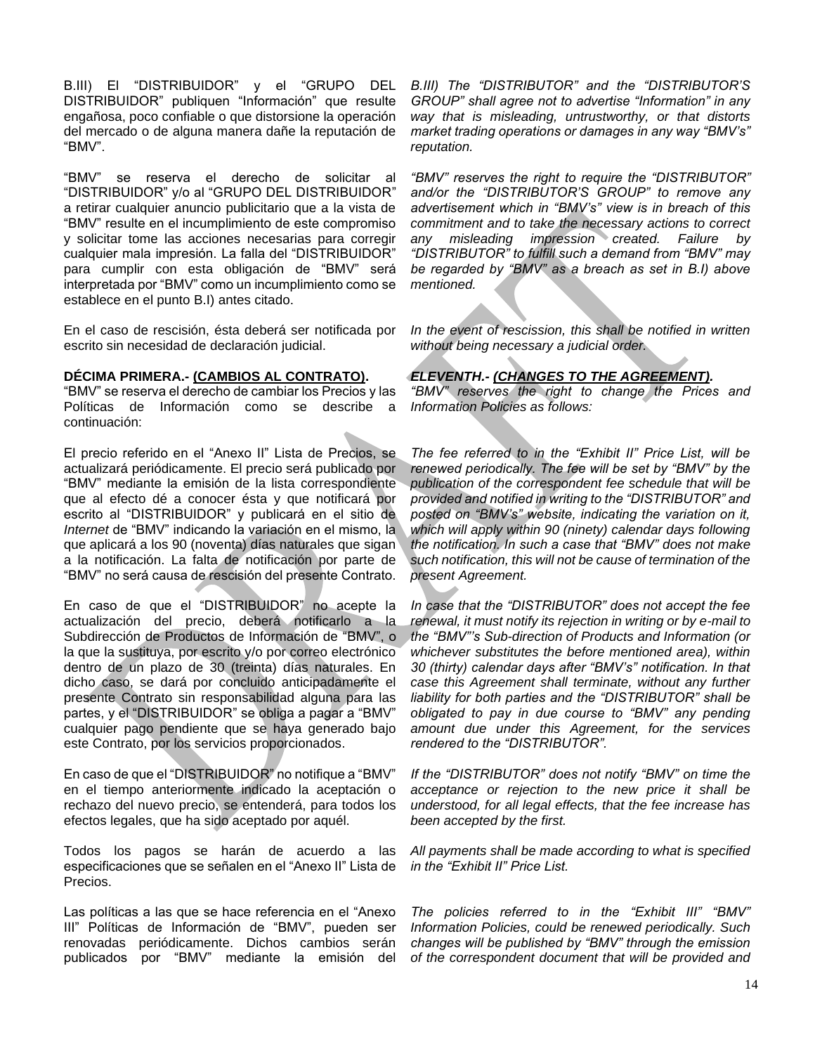B.III) El "DISTRIBUIDOR" y el "GRUPO DEL DISTRIBUIDOR" publiquen "Información" que resulte engañosa, poco confiable o que distorsione la operación del mercado o de alguna manera dañe la reputación de "BMV".

*B.III) The "DISTRIBUTOR" and the "DISTRIBUTOR'S GROUP" shall agree not to advertise "Information" in any way that is misleading, untrustworthy, or that distorts market trading operations or damages in any way "BMV's" reputation.*

"BMV" se reserva el derecho de solicitar al "DISTRIBUIDOR" y/o al "GRUPO DEL DISTRIBUIDOR" a retirar cualquier anuncio publicitario que a la vista de "BMV" resulte en el incumplimiento de este compromiso y solicitar tome las acciones necesarias para corregir cualquier mala impresión. La falla del "DISTRIBUIDOR" para cumplir con esta obligación de "BMV" será interpretada por "BMV" como un incumplimiento como se establece en el punto B.I) antes citado.

*"BMV" reserves the right to require the "DISTRIBUTOR" and/or the "DISTRIBUTOR'S GROUP" to remove any advertisement which in "BMV's" view is in breach of this commitment and to take the necessary actions to correct any misleading impression created. Failure by "DISTRIBUTOR" to fulfill such a demand from "BMV" may be regarded by "BMV" as a breach as set in B.I) above mentioned.*

En el caso de rescisión, ésta deberá ser notificada por escrito sin necesidad de declaración judicial.

*In the event of rescission, this shall be notified in written without being necessary a judicial order.*

**DÉCIMA PRIMERA.- (CAMBIOS AL CONTRATO).**
"BMV" se reserva el derecho de cambiar los Precios y las Políticas de Información como se describe a continuación:

***ELEVENTH.- (CHANGES TO THE AGREEMENT).***
*"BMV" reserves the right to change the Prices and Information Policies as follows:*

El precio referido en el "Anexo II" Lista de Precios, se actualizará periódicamente. El precio será publicado por "BMV" mediante la emisión de la lista correspondiente que al efecto dé a conocer ésta y que notificará por escrito al "DISTRIBUIDOR" y publicará en el sitio de *Internet* de "BMV" indicando la variación en el mismo, la que aplicará a los 90 (noventa) días naturales que sigan a la notificación. La falta de notificación por parte de "BMV" no será causa de rescisión del presente Contrato.

*The fee referred to in the "Exhibit II" Price List, will be renewed periodically. The fee will be set by "BMV" by the publication of the correspondent fee schedule that will be provided and notified in writing to the "DISTRIBUTOR" and posted on "BMV's" website, indicating the variation on it, which will apply within 90 (ninety) calendar days following the notification. In such a case that "BMV" does not make such notification, this will not be cause of termination of the present Agreement.*

En caso de que el "DISTRIBUIDOR" no acepte la actualización del precio, deberá notificarlo a la Subdirección de Productos de Información de "BMV", o la que la sustituya, por escrito y/o por correo electrónico dentro de un plazo de 30 (treinta) días naturales. En dicho caso, se dará por concluido anticipadamente el presente Contrato sin responsabilidad alguna para las partes, y el "DISTRIBUIDOR" se obliga a pagar a "BMV" cualquier pago pendiente que se haya generado bajo este Contrato, por los servicios proporcionados.

*In case that the "DISTRIBUTOR" does not accept the fee renewal, it must notify its rejection in writing or by e-mail to the "BMV"'s Sub-direction of Products and Information (or whichever substitutes the before mentioned area), within 30 (thirty) calendar days after "BMV's" notification. In that case this Agreement shall terminate, without any further liability for both parties and the "DISTRIBUTOR" shall be obligated to pay in due course to "BMV" any pending amount due under this Agreement, for the services rendered to the "DISTRIBUTOR".*

En caso de que el "DISTRIBUIDOR" no notifique a "BMV" en el tiempo anteriormente indicado la aceptación o rechazo del nuevo precio, se entenderá, para todos los efectos legales, que ha sido aceptado por aquél.

*If the "DISTRIBUTOR" does not notify "BMV" on time the acceptance or rejection to the new price it shall be understood, for all legal effects, that the fee increase has been accepted by the first.*

Todos los pagos se harán de acuerdo a las especificaciones que se señalen en el "Anexo II" Lista de Precios.

*All payments shall be made according to what is specified in the "Exhibit II" Price List.*

Las políticas a las que se hace referencia en el "Anexo III" Políticas de Información de "BMV", pueden ser renovadas periódicamente. Dichos cambios serán publicados por "BMV" mediante la emisión del

*The policies referred to in the "Exhibit III" "BMV" Information Policies, could be renewed periodically. Such changes will be published by "BMV" through the emission of the correspondent document that will be provided and*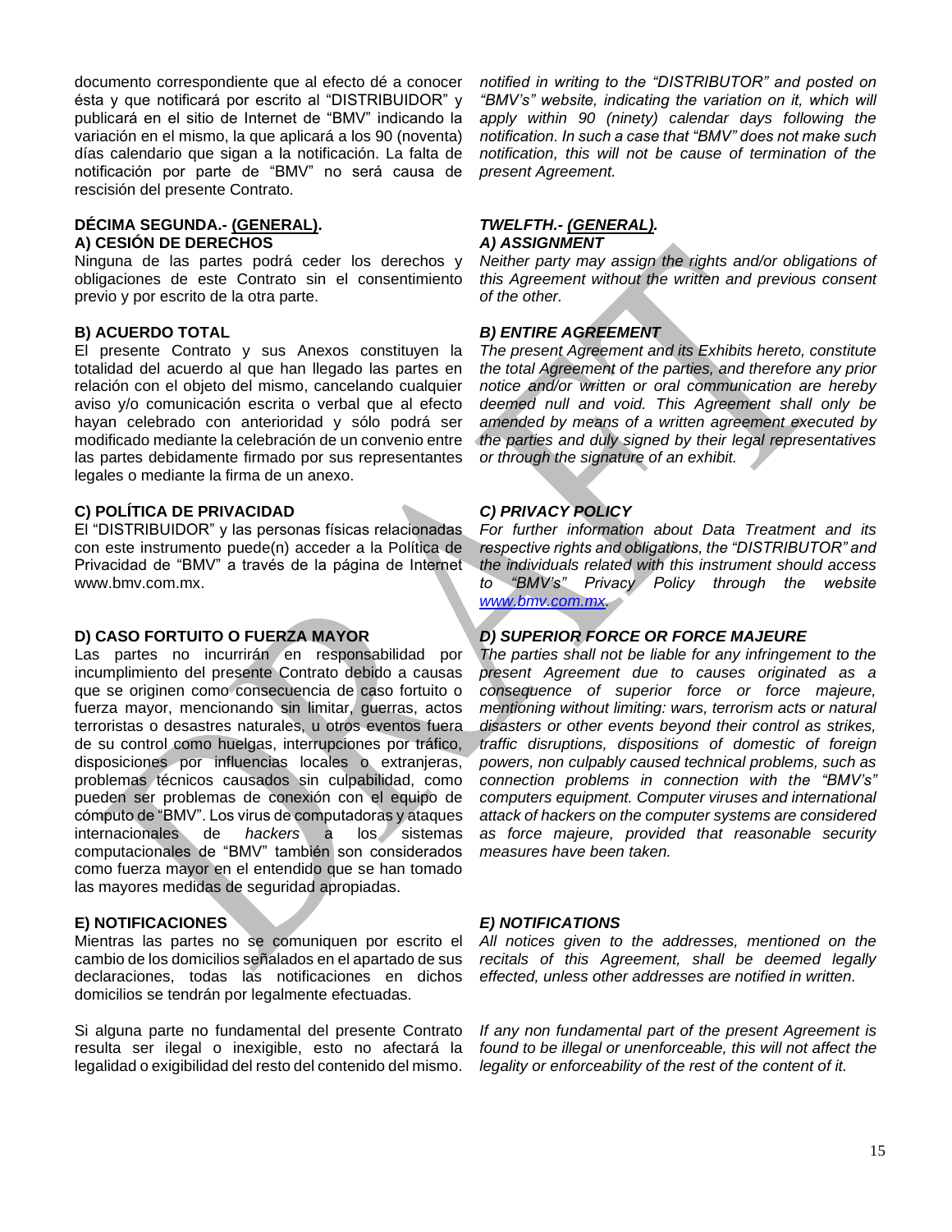documento correspondiente que al efecto dé a conocer ésta y que notificará por escrito al "DISTRIBUIDOR" y publicará en el sitio de Internet de "BMV" indicando la variación en el mismo, la que aplicará a los 90 (noventa) días calendario que sigan a la notificación. La falta de notificación por parte de "BMV" no será causa de rescisión del presente Contrato.

*notified in writing to the "DISTRIBUTOR" and posted on "BMV's" website, indicating the variation on it, which will apply within 90 (ninety) calendar days following the notification. In such a case that "BMV" does not make such notification, this will not be cause of termination of the present Agreement.*

**DÉCIMA SEGUNDA.- (GENERAL).**

**A) CESIÓN DE DERECHOS**

Ninguna de las partes podrá ceder los derechos y obligaciones de este Contrato sin el consentimiento previo y por escrito de la otra parte.

**B) ACUERDO TOTAL**

El presente Contrato y sus Anexos constituyen la totalidad del acuerdo al que han llegado las partes en relación con el objeto del mismo, cancelando cualquier aviso y/o comunicación escrita o verbal que al efecto hayan celebrado con anterioridad y sólo podrá ser modificado mediante la celebración de un convenio entre las partes debidamente firmado por sus representantes legales o mediante la firma de un anexo.

**C) POLÍTICA DE PRIVACIDAD**

El "DISTRIBUIDOR" y las personas físicas relacionadas con este instrumento puede(n) acceder a la Política de Privacidad de "BMV" a través de la página de Internet www.bmv.com.mx.

**D) CASO FORTUITO O FUERZA MAYOR**

Las partes no incurrirán en responsabilidad por incumplimiento del presente Contrato debido a causas que se originen como consecuencia de caso fortuito o fuerza mayor, mencionando sin limitar, guerras, actos terroristas o desastres naturales, u otros eventos fuera de su control como huelgas, interrupciones por tráfico, disposiciones por influencias locales o extranjeras, problemas técnicos causados sin culpabilidad, como pueden ser problemas de conexión con el equipo de cómputo de "BMV". Los virus de computadoras y ataques internacionales de *hackers* a los sistemas computacionales de "BMV" también son considerados como fuerza mayor en el entendido que se han tomado las mayores medidas de seguridad apropiadas.

**E) NOTIFICACIONES**

Mientras las partes no se comuniquen por escrito el cambio de los domicilios señalados en el apartado de sus declaraciones, todas las notificaciones en dichos domicilios se tendrán por legalmente efectuadas.

Si alguna parte no fundamental del presente Contrato resulta ser ilegal o inexigible, esto no afectará la legalidad o exigibilidad del resto del contenido del mismo.

***TWELFTH.- (GENERAL).***

***A) ASSIGNMENT***

*Neither party may assign the rights and/or obligations of this Agreement without the written and previous consent of the other.*

***B) ENTIRE AGREEMENT***

*The present Agreement and its Exhibits hereto, constitute the total Agreement of the parties, and therefore any prior notice and/or written or oral communication are hereby deemed null and void. This Agreement shall only be amended by means of a written agreement executed by the parties and duly signed by their legal representatives or through the signature of an exhibit.*

***C) PRIVACY POLICY***

*For further information about Data Treatment and its respective rights and obligations, the "DISTRIBUTOR" and the individuals related with this instrument should access to "BMV's" Privacy Policy through the website www.bmv.com.mx.*

***D) SUPERIOR FORCE OR FORCE MAJEURE***

*The parties shall not be liable for any infringement to the present Agreement due to causes originated as a consequence of superior force or force majeure, mentioning without limiting: wars, terrorism acts or natural disasters or other events beyond their control as strikes, traffic disruptions, dispositions of domestic of foreign powers, non culpably caused technical problems, such as connection problems in connection with the "BMV's" computers equipment. Computer viruses and international attack of hackers on the computer systems are considered as force majeure, provided that reasonable security measures have been taken.*

***E) NOTIFICATIONS***

*All notices given to the addresses, mentioned on the recitals of this Agreement, shall be deemed legally effected, unless other addresses are notified in written.*

*If any non fundamental part of the present Agreement is found to be illegal or unenforceable, this will not affect the legality or enforceability of the rest of the content of it.*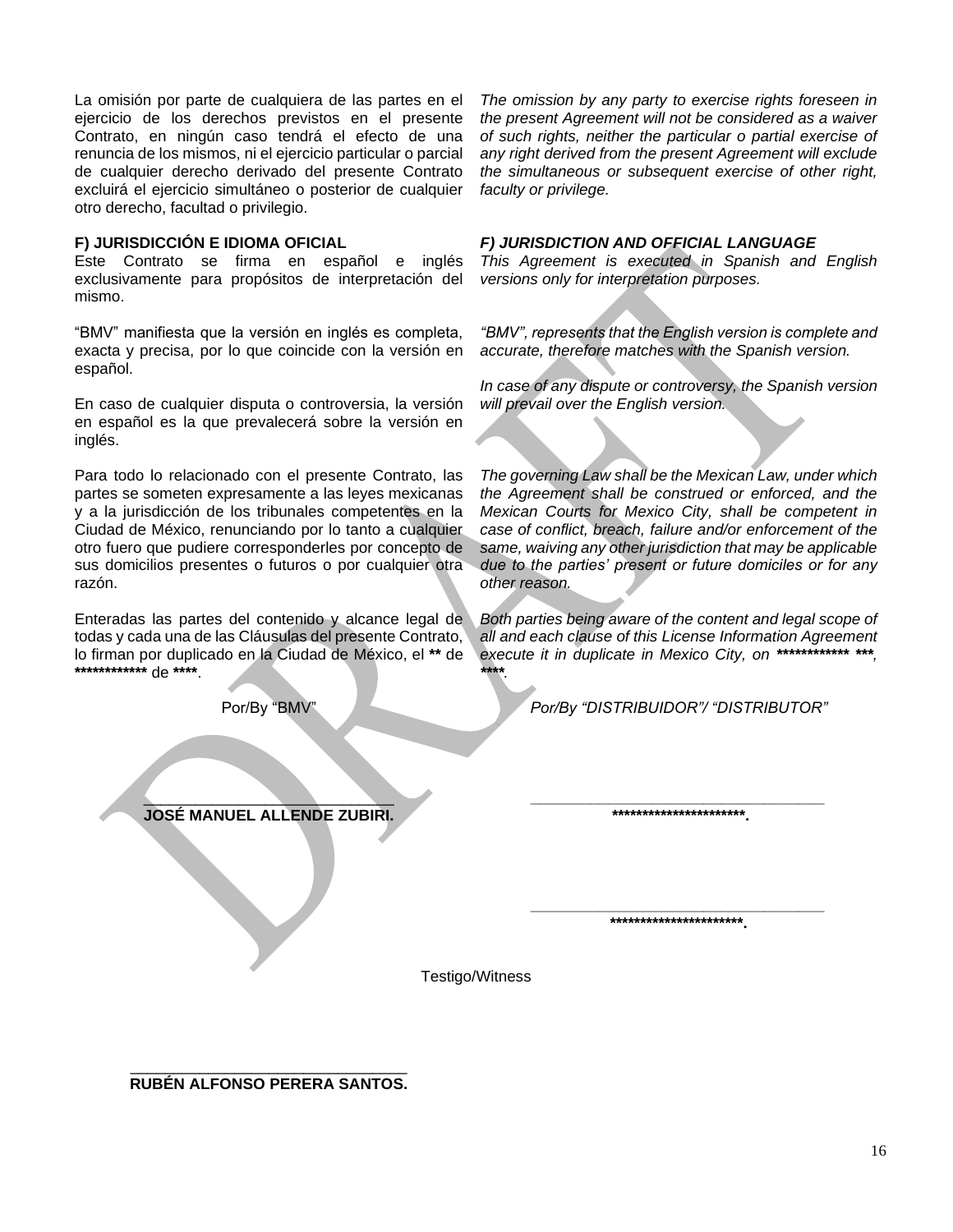La omisión por parte de cualquiera de las partes en el ejercicio de los derechos previstos en el presente Contrato, en ningún caso tendrá el efecto de una renuncia de los mismos, ni el ejercicio particular o parcial de cualquier derecho derivado del presente Contrato excluirá el ejercicio simultáneo o posterior de cualquier otro derecho, facultad o privilegio.

*The omission by any party to exercise rights foreseen in the present Agreement will not be considered as a waiver of such rights, neither the particular o partial exercise of any right derived from the present Agreement will exclude the simultaneous or subsequent exercise of other right, faculty or privilege.*

**F) JURISDICCIÓN E IDIOMA OFICIAL**

Este Contrato se firma en español e inglés exclusivamente para propósitos de interpretación del mismo.

“BMV” manifiesta que la versión en inglés es completa, exacta y precisa, por lo que coincide con la versión en español.

En caso de cualquier disputa o controversia, la versión en español es la que prevalecerá sobre la versión en inglés.

Para todo lo relacionado con el presente Contrato, las partes se someten expresamente a las leyes mexicanas y a la jurisdicción de los tribunales competentes en la Ciudad de México, renunciando por lo tanto a cualquier otro fuero que pudiere corresponderles por concepto de sus domicilios presentes o futuros o por cualquier otra razón.

Enteradas las partes del contenido y alcance legal de todas y cada una de las Cláusulas del presente Contrato, lo firman por duplicado en la Ciudad de México, el **\*\*** de **\*\*\*\*\*\*\*\*\*\*\*\*** de **\*\*\*\***.

***F) JURISDICTION AND OFFICIAL LANGUAGE***

*This Agreement is executed in Spanish and English versions only for interpretation purposes.*

*“BMV”, represents that the English version is complete and accurate, therefore matches with the Spanish version.*

*In case of any dispute or controversy, the Spanish version will prevail over the English version.*

*The governing Law shall be the Mexican Law, under which the Agreement shall be construed or enforced, and the Mexican Courts for Mexico City, shall be competent in case of conflict, breach, failure and/or enforcement of the same, waiving any other jurisdiction that may be applicable due to the parties’ present or future domiciles or for any other reason.*

*Both parties being aware of the content and legal scope of all and each clause of this License Information Agreement execute it in duplicate in Mexico City, on* ***\*\*\*\*\*\*\*\*\*\*\*\* \*\*\*, \*\*\*\****.

Por/By “BMV”

_______________________________
**JOSÉ MANUEL ALLENDE ZUBIRI.**

*Por/By “DISTRIBUIDOR”/ “DISTRIBUTOR”*

_______________________________
**\*\*\*\*\*\*\*\*\*\*\*\*\*\*\*\*\*\*\*\*\*\*.**

_______________________________
**\*\*\*\*\*\*\*\*\*\*\*\*\*\*\*\*\*\*\*\*\*\*.**

Testigo/Witness

_______________________________
**RUBÉN ALFONSO PERERA SANTOS.**